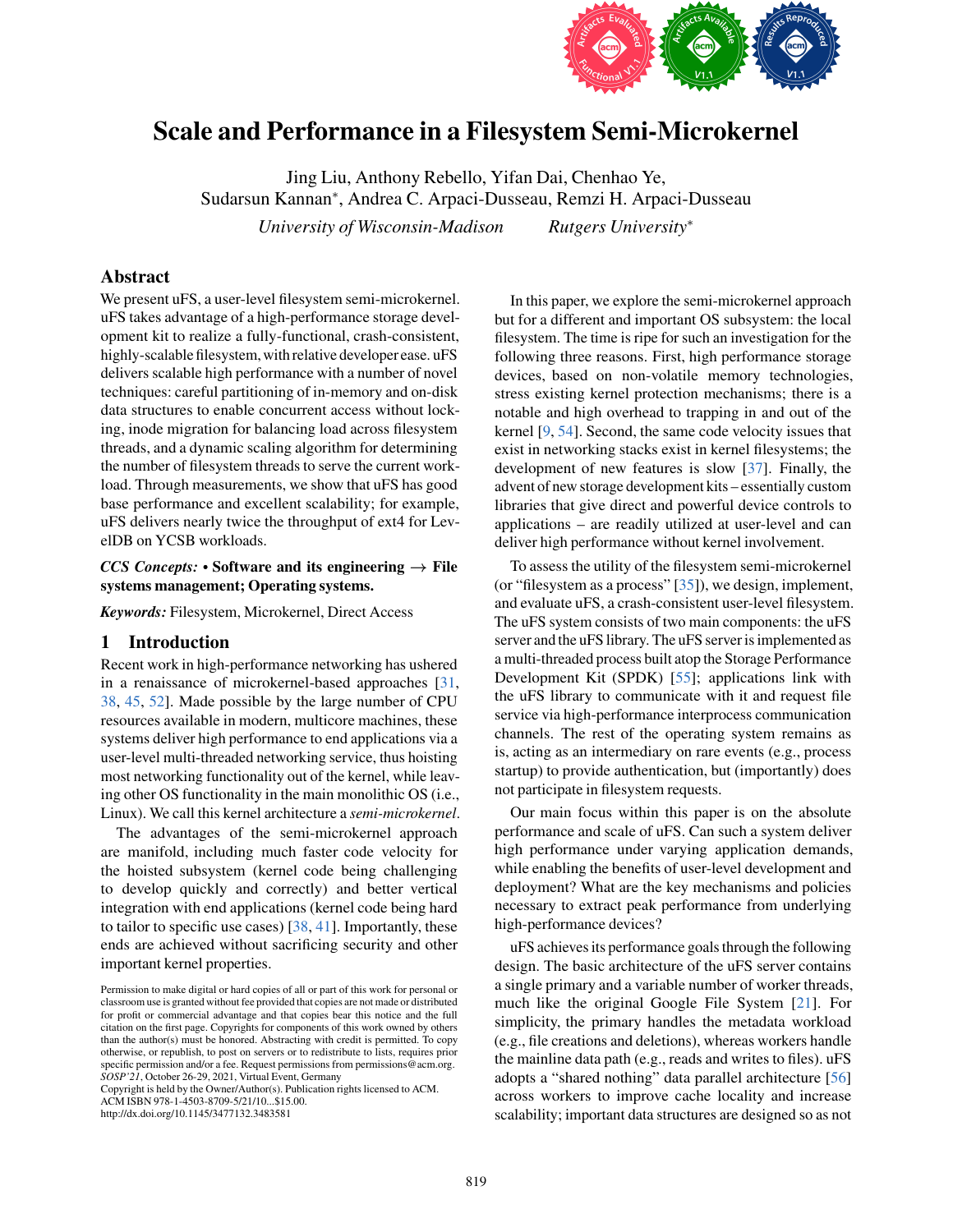# Scale and Performance in a Filesystem Semi-Microkernel

Jing Liu, Anthony Rebello, Yifan Dai, Chenhao Ye,
Sudarsun Kannan*, Andrea C. Arpaci-Dusseau, Remzi H. Arpaci-Dusseau

*University of Wisconsin-Madison* *Rutgers University**

## Abstract

We present uFS, a user-level filesystem semi-microkernel. uFS takes advantage of a high-performance storage development kit to realize a fully-functional, crash-consistent, highly-scalable filesystem, with relative developer ease. uFS delivers scalable high performance with a number of novel techniques: careful partitioning of in-memory and on-disk data structures to enable concurrent access without locking, inode migration for balancing load across filesystem threads, and a dynamic scaling algorithm for determining the number of filesystem threads to serve the current workload. Through measurements, we show that uFS has good base performance and excellent scalability; for example, uFS delivers nearly twice the throughput of ext4 for LevelDB on YCSB workloads.

***CCS Concepts:*** • **Software and its engineering** → **File systems management; Operating systems.**

***Keywords:*** Filesystem, Microkernel, Direct Access

## 1 Introduction

Recent work in high-performance networking has ushered in a renaissance of microkernel-based approaches [31, 38, 45, 52]. Made possible by the large number of CPU resources available in modern, multicore machines, these systems deliver high performance to end applications via a user-level multi-threaded networking service, thus hoisting most networking functionality out of the kernel, while leaving other OS functionality in the main monolithic OS (i.e., Linux). We call this kernel architecture a *semi-microkernel*.

The advantages of the semi-microkernel approach are manifold, including much faster code velocity for the hoisted subsystem (kernel code being challenging to develop quickly and correctly) and better vertical integration with end applications (kernel code being hard to tailor to specific use cases) [38, 41]. Importantly, these ends are achieved without sacrificing security and other important kernel properties.

In this paper, we explore the semi-microkernel approach but for a different and important OS subsystem: the local filesystem. The time is ripe for such an investigation for the following three reasons. First, high performance storage devices, based on non-volatile memory technologies, stress existing kernel protection mechanisms; there is a notable and high overhead to trapping in and out of the kernel [9, 54]. Second, the same code velocity issues that exist in networking stacks exist in kernel filesystems; the development of new features is slow [37]. Finally, the advent of new storage development kits – essentially custom libraries that give direct and powerful device controls to applications – are readily utilized at user-level and can deliver high performance without kernel involvement.

To assess the utility of the filesystem semi-microkernel (or "filesystem as a process" [35]), we design, implement, and evaluate uFS, a crash-consistent user-level filesystem. The uFS system consists of two main components: the uFS server and the uFS library. The uFS server is implemented as a multi-threaded process built atop the Storage Performance Development Kit (SPDK) [55]; applications link with the uFS library to communicate with it and request file service via high-performance interprocess communication channels. The rest of the operating system remains as is, acting as an intermediary on rare events (e.g., process startup) to provide authentication, but (importantly) does not participate in filesystem requests.

Our main focus within this paper is on the absolute performance and scale of uFS. Can such a system deliver high performance under varying application demands, while enabling the benefits of user-level development and deployment? What are the key mechanisms and policies necessary to extract peak performance from underlying high-performance devices?

uFS achieves its performance goals through the following design. The basic architecture of the uFS server contains a single primary and a variable number of worker threads, much like the original Google File System [21]. For simplicity, the primary handles the metadata workload (e.g., file creations and deletions), whereas workers handle the mainline data path (e.g., reads and writes to files). uFS adopts a "shared nothing" data parallel architecture [56] across workers to improve cache locality and increase scalability; important data structures are designed so as not

Permission to make digital or hard copies of all or part of this work for personal or classroom use is granted without fee provided that copies are not made or distributed for profit or commercial advantage and that copies bear this notice and the full citation on the first page. Copyrights for components of this work owned by others than the author(s) must be honored. Abstracting with credit is permitted. To copy otherwise, or republish, to post on servers or to redistribute to lists, requires prior specific permission and/or a fee. Request permissions from permissions@acm.org.
*SOSP'21*, October 26-29, 2021, Virtual Event, Germany
Copyright is held by the Owner/Author(s). Publication rights licensed to ACM.
ACM ISBN 978-1-4503-8709-5/21/10...$15.00.
http://dx.doi.org/10.1145/3477132.3483581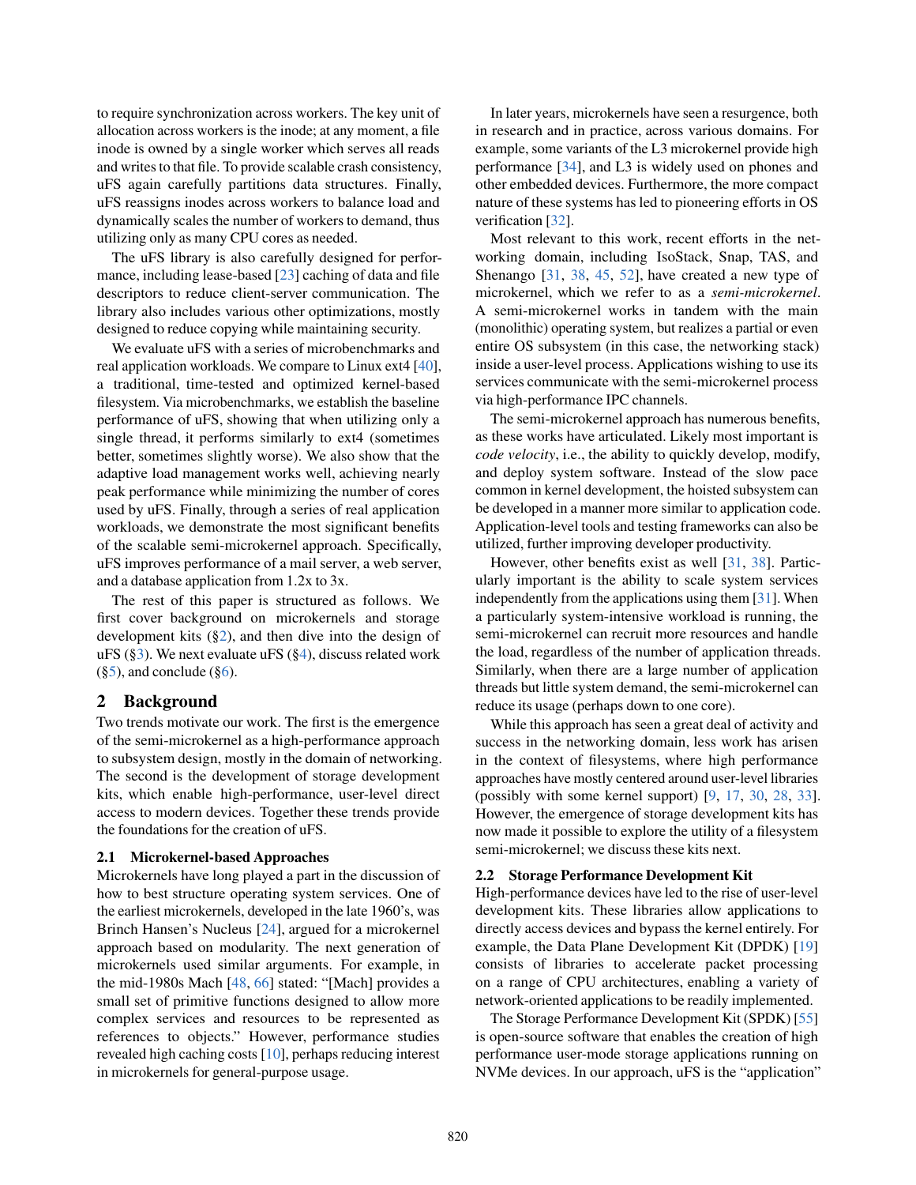to require synchronization across workers. The key unit of allocation across workers is the inode; at any moment, a file inode is owned by a single worker which serves all reads and writes to that file. To provide scalable crash consistency, uFS again carefully partitions data structures. Finally, uFS reassigns inodes across workers to balance load and dynamically scales the number of workers to demand, thus utilizing only as many CPU cores as needed.

The uFS library is also carefully designed for performance, including lease-based [23] caching of data and file descriptors to reduce client-server communication. The library also includes various other optimizations, mostly designed to reduce copying while maintaining security.

We evaluate uFS with a series of microbenchmarks and real application workloads. We compare to Linux ext4 [40], a traditional, time-tested and optimized kernel-based filesystem. Via microbenchmarks, we establish the baseline performance of uFS, showing that when utilizing only a single thread, it performs similarly to ext4 (sometimes better, sometimes slightly worse). We also show that the adaptive load management works well, achieving nearly peak performance while minimizing the number of cores used by uFS. Finally, through a series of real application workloads, we demonstrate the most significant benefits of the scalable semi-microkernel approach. Specifically, uFS improves performance of a mail server, a web server, and a database application from 1.2x to 3x.

The rest of this paper is structured as follows. We first cover background on microkernels and storage development kits (§2), and then dive into the design of uFS (§3). We next evaluate uFS (§4), discuss related work (§5), and conclude (§6).

## 2 Background

Two trends motivate our work. The first is the emergence of the semi-microkernel as a high-performance approach to subsystem design, mostly in the domain of networking. The second is the development of storage development kits, which enable high-performance, user-level direct access to modern devices. Together these trends provide the foundations for the creation of uFS.

### 2.1 Microkernel-based Approaches

Microkernels have long played a part in the discussion of how to best structure operating system services. One of the earliest microkernels, developed in the late 1960's, was Brinch Hansen's Nucleus [24], argued for a microkernel approach based on modularity. The next generation of microkernels used similar arguments. For example, in the mid-1980s Mach [48, 66] stated: "[Mach] provides a small set of primitive functions designed to allow more complex services and resources to be represented as references to objects." However, performance studies revealed high caching costs [10], perhaps reducing interest in microkernels for general-purpose usage.

In later years, microkernels have seen a resurgence, both in research and in practice, across various domains. For example, some variants of the L3 microkernel provide high performance [34], and L3 is widely used on phones and other embedded devices. Furthermore, the more compact nature of these systems has led to pioneering efforts in OS verification [32].

Most relevant to this work, recent efforts in the networking domain, including IsoStack, Snap, TAS, and Shenango [31, 38, 45, 52], have created a new type of microkernel, which we refer to as a *semi-microkernel*. A semi-microkernel works in tandem with the main (monolithic) operating system, but realizes a partial or even entire OS subsystem (in this case, the networking stack) inside a user-level process. Applications wishing to use its services communicate with the semi-microkernel process via high-performance IPC channels.

The semi-microkernel approach has numerous benefits, as these works have articulated. Likely most important is *code velocity*, i.e., the ability to quickly develop, modify, and deploy system software. Instead of the slow pace common in kernel development, the hoisted subsystem can be developed in a manner more similar to application code. Application-level tools and testing frameworks can also be utilized, further improving developer productivity.

However, other benefits exist as well [31, 38]. Particularly important is the ability to scale system services independently from the applications using them [31]. When a particularly system-intensive workload is running, the semi-microkernel can recruit more resources and handle the load, regardless of the number of application threads. Similarly, when there are a large number of application threads but little system demand, the semi-microkernel can reduce its usage (perhaps down to one core).

While this approach has seen a great deal of activity and success in the networking domain, less work has arisen in the context of filesystems, where high performance approaches have mostly centered around user-level libraries (possibly with some kernel support) [9, 17, 30, 28, 33]. However, the emergence of storage development kits has now made it possible to explore the utility of a filesystem semi-microkernel; we discuss these kits next.

### 2.2 Storage Performance Development Kit

High-performance devices have led to the rise of user-level development kits. These libraries allow applications to directly access devices and bypass the kernel entirely. For example, the Data Plane Development Kit (DPDK) [19] consists of libraries to accelerate packet processing on a range of CPU architectures, enabling a variety of network-oriented applications to be readily implemented.

The Storage Performance Development Kit (SPDK) [55] is open-source software that enables the creation of high performance user-mode storage applications running on NVMe devices. In our approach, uFS is the "application"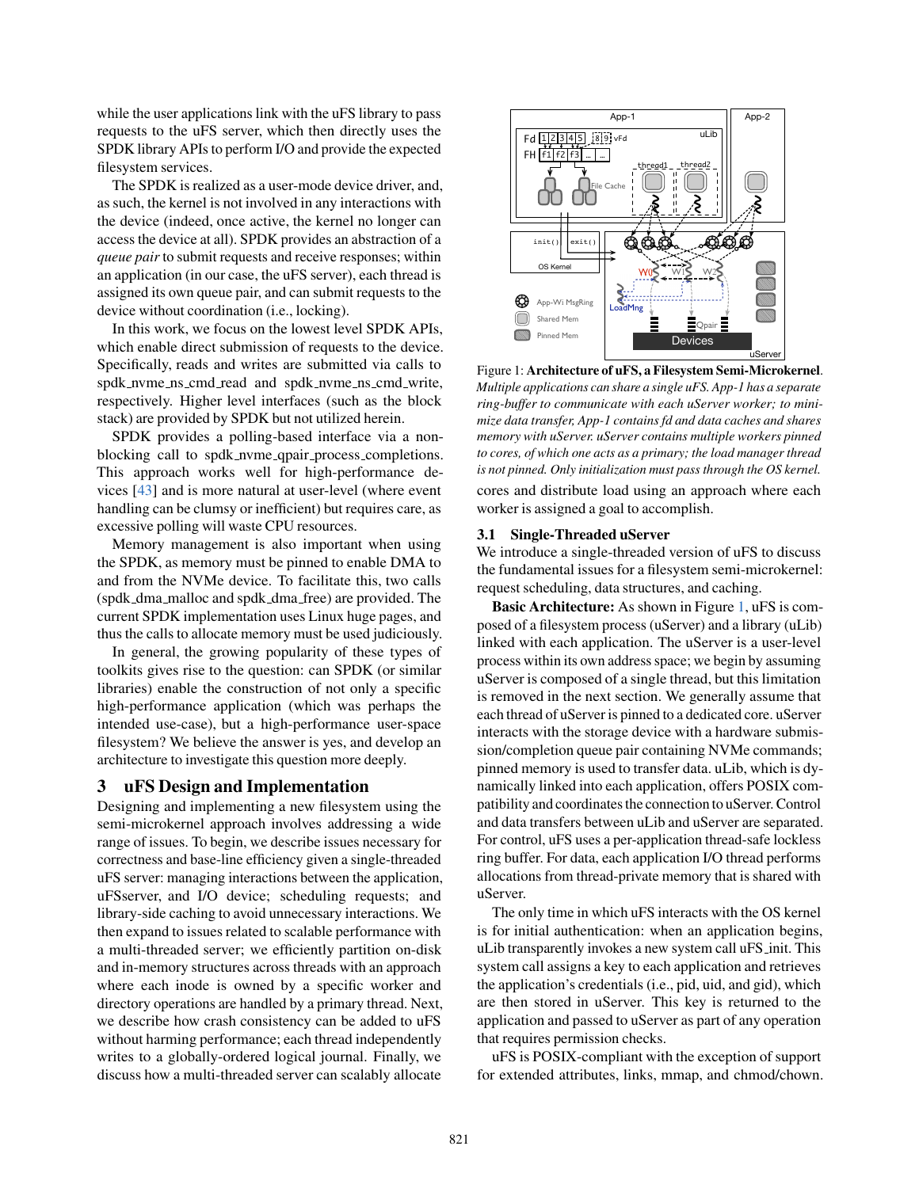while the user applications link with the uFS library to pass requests to the uFS server, which then directly uses the SPDK library APIs to perform I/O and provide the expected filesystem services.

The SPDK is realized as a user-mode device driver, and, as such, the kernel is not involved in any interactions with the device (indeed, once active, the kernel no longer can access the device at all). SPDK provides an abstraction of a *queue pair* to submit requests and receive responses; within an application (in our case, the uFS server), each thread is assigned its own queue pair, and can submit requests to the device without coordination (i.e., locking).

In this work, we focus on the lowest level SPDK APIs, which enable direct submission of requests to the device. Specifically, reads and writes are submitted via calls to spdk_nvme_ns_cmd_read and spdk_nvme_ns_cmd_write, respectively. Higher level interfaces (such as the block stack) are provided by SPDK but not utilized herein.

SPDK provides a polling-based interface via a non-blocking call to spdk_nvme_qpair_process_completions. This approach works well for high-performance devices [43] and is more natural at user-level (where event handling can be clumsy or inefficient) but requires care, as excessive polling will waste CPU resources.

Memory management is also important when using the SPDK, as memory must be pinned to enable DMA to and from the NVMe device. To facilitate this, two calls (spdk_dma_malloc and spdk_dma_free) are provided. The current SPDK implementation uses Linux huge pages, and thus the calls to allocate memory must be used judiciously.

In general, the growing popularity of these types of toolkits gives rise to the question: can SPDK (or similar libraries) enable the construction of not only a specific high-performance application (which was perhaps the intended use-case), but a high-performance user-space filesystem? We believe the answer is yes, and develop an architecture to investigate this question more deeply.

## 3 uFS Design and Implementation

Designing and implementing a new filesystem using the semi-microkernel approach involves addressing a wide range of issues. To begin, we describe issues necessary for correctness and base-line efficiency given a single-threaded uFS server: managing interactions between the application, uFSserver, and I/O device; scheduling requests; and library-side caching to avoid unnecessary interactions. We then expand to issues related to scalable performance with a multi-threaded server; we efficiently partition on-disk and in-memory structures across threads with an approach where each inode is owned by a specific worker and directory operations are handled by a primary thread. Next, we describe how crash consistency can be added to uFS without harming performance; each thread independently writes to a globally-ordered logical journal. Finally, we discuss how a multi-threaded server can scalably allocate cores and distribute load using an approach where each worker is assigned a goal to accomplish.

Figure 1: **Architecture of uFS, a Filesystem Semi-Microkernel**. *Multiple applications can share a single uFS. App-1 has a separate ring-buffer to communicate with each uServer worker; to minimize data transfer, App-1 contains fd and data caches and shares memory with uServer. uServer contains multiple workers pinned to cores, of which one acts as a primary; the load manager thread is not pinned. Only initialization must pass through the OS kernel.*

### 3.1 Single-Threaded uServer

We introduce a single-threaded version of uFS to discuss the fundamental issues for a filesystem semi-microkernel: request scheduling, data structures, and caching.

**Basic Architecture:** As shown in Figure 1, uFS is composed of a filesystem process (uServer) and a library (uLib) linked with each application. The uServer is a user-level process within its own address space; we begin by assuming uServer is composed of a single thread, but this limitation is removed in the next section. We generally assume that each thread of uServer is pinned to a dedicated core. uServer interacts with the storage device with a hardware submission/completion queue pair containing NVMe commands; pinned memory is used to transfer data. uLib, which is dynamically linked into each application, offers POSIX compatibility and coordinates the connection to uServer. Control and data transfers between uLib and uServer are separated. For control, uFS uses a per-application thread-safe lockless ring buffer. For data, each application I/O thread performs allocations from thread-private memory that is shared with uServer.

The only time in which uFS interacts with the OS kernel is for initial authentication: when an application begins, uLib transparently invokes a new system call uFS_init. This system call assigns a key to each application and retrieves the application's credentials (i.e., pid, uid, and gid), which are then stored in uServer. This key is returned to the application and passed to uServer as part of any operation that requires permission checks.

uFS is POSIX-compliant with the exception of support for extended attributes, links, mmap, and chmod/chown.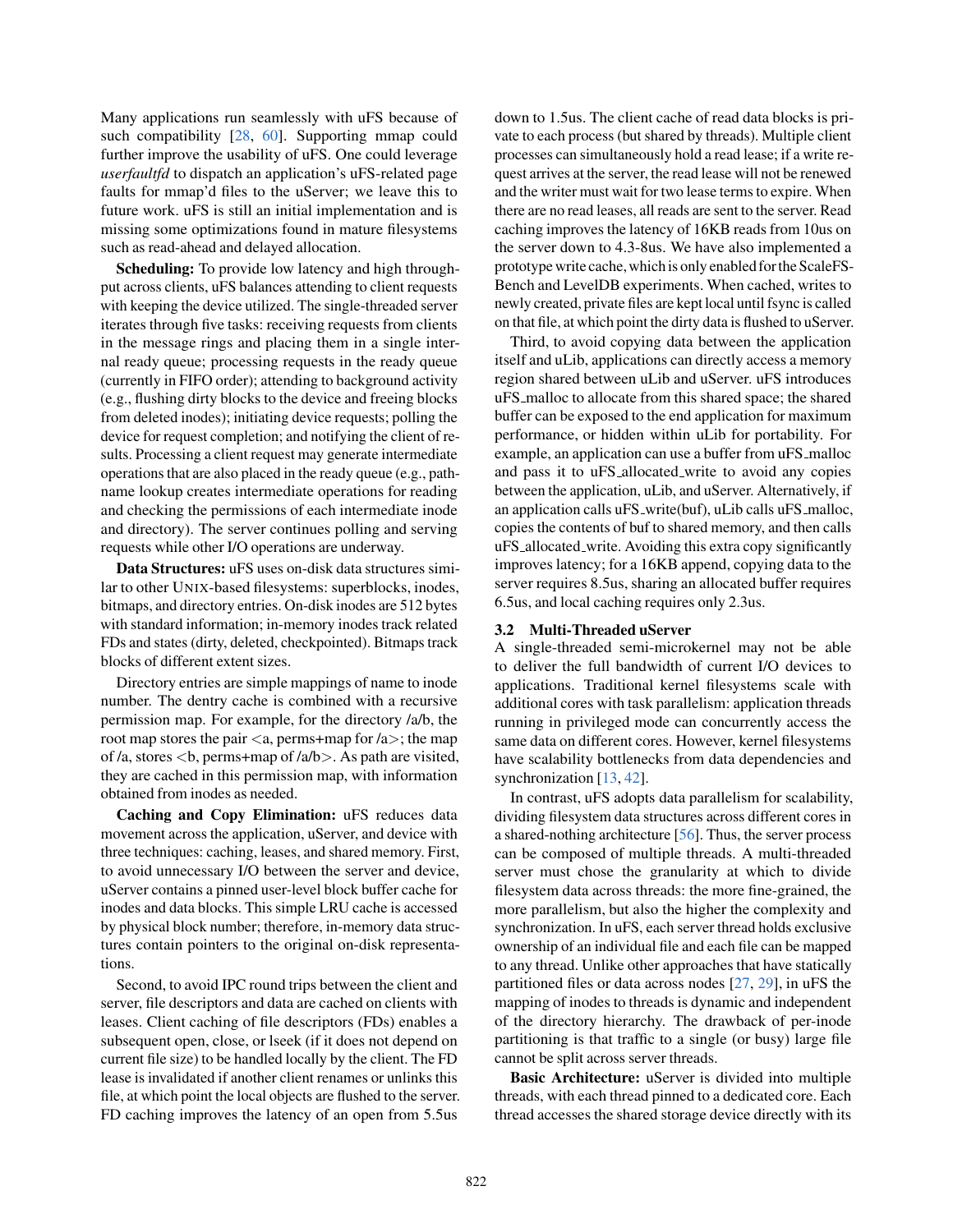Many applications run seamlessly with uFS because of such compatibility [28, 60]. Supporting mmap could further improve the usability of uFS. One could leverage *userfaultfd* to dispatch an application's uFS-related page faults for mmap'd files to the uServer; we leave this to future work. uFS is still an initial implementation and is missing some optimizations found in mature filesystems such as read-ahead and delayed allocation.

**Scheduling:** To provide low latency and high throughput across clients, uFS balances attending to client requests with keeping the device utilized. The single-threaded server iterates through five tasks: receiving requests from clients in the message rings and placing them in a single internal ready queue; processing requests in the ready queue (currently in FIFO order); attending to background activity (e.g., flushing dirty blocks to the device and freeing blocks from deleted inodes); initiating device requests; polling the device for request completion; and notifying the client of results. Processing a client request may generate intermediate operations that are also placed in the ready queue (e.g., pathname lookup creates intermediate operations for reading and checking the permissions of each intermediate inode and directory). The server continues polling and serving requests while other I/O operations are underway.

**Data Structures:** uFS uses on-disk data structures similar to other UNIX-based filesystems: superblocks, inodes, bitmaps, and directory entries. On-disk inodes are 512 bytes with standard information; in-memory inodes track related FDs and states (dirty, deleted, checkpointed). Bitmaps track blocks of different extent sizes.

Directory entries are simple mappings of name to inode number. The dentry cache is combined with a recursive permission map. For example, for the directory /a/b, the root map stores the pair <a, perms+map for /a>; the map of /a, stores <b, perms+map of /a/b>. As path are visited, they are cached in this permission map, with information obtained from inodes as needed.

**Caching and Copy Elimination:** uFS reduces data movement across the application, uServer, and device with three techniques: caching, leases, and shared memory. First, to avoid unnecessary I/O between the server and device, uServer contains a pinned user-level block buffer cache for inodes and data blocks. This simple LRU cache is accessed by physical block number; therefore, in-memory data structures contain pointers to the original on-disk representations.

Second, to avoid IPC round trips between the client and server, file descriptors and data are cached on clients with leases. Client caching of file descriptors (FDs) enables a subsequent open, close, or lseek (if it does not depend on current file size) to be handled locally by the client. The FD lease is invalidated if another client renames or unlinks this file, at which point the local objects are flushed to the server. FD caching improves the latency of an open from 5.5us down to 1.5us. The client cache of read data blocks is private to each process (but shared by threads). Multiple client processes can simultaneously hold a read lease; if a write request arrives at the server, the read lease will not be renewed and the writer must wait for two lease terms to expire. When there are no read leases, all reads are sent to the server. Read caching improves the latency of 16KB reads from 10us on the server down to 4.3-8us. We have also implemented a prototype write cache, which is only enabled for the ScaleFS-Bench and LevelDB experiments. When cached, writes to newly created, private files are kept local until fsync is called on that file, at which point the dirty data is flushed to uServer.

Third, to avoid copying data between the application itself and uLib, applications can directly access a memory region shared between uLib and uServer. uFS introduces uFS_malloc to allocate from this shared space; the shared buffer can be exposed to the end application for maximum performance, or hidden within uLib for portability. For example, an application can use a buffer from uFS_malloc and pass it to uFS_allocated_write to avoid any copies between the application, uLib, and uServer. Alternatively, if an application calls uFS_write(buf), uLib calls uFS_malloc, copies the contents of buf to shared memory, and then calls uFS_allocated_write. Avoiding this extra copy significantly improves latency; for a 16KB append, copying data to the server requires 8.5us, sharing an allocated buffer requires 6.5us, and local caching requires only 2.3us.

### 3.2 Multi-Threaded uServer

A single-threaded semi-microkernel may not be able to deliver the full bandwidth of current I/O devices to applications. Traditional kernel filesystems scale with additional cores with task parallelism: application threads running in privileged mode can concurrently access the same data on different cores. However, kernel filesystems have scalability bottlenecks from data dependencies and synchronization [13, 42].

In contrast, uFS adopts data parallelism for scalability, dividing filesystem data structures across different cores in a shared-nothing architecture [56]. Thus, the server process can be composed of multiple threads. A multi-threaded server must chose the granularity at which to divide filesystem data across threads: the more fine-grained, the more parallelism, but also the higher the complexity and synchronization. In uFS, each server thread holds exclusive ownership of an individual file and each file can be mapped to any thread. Unlike other approaches that have statically partitioned files or data across nodes [27, 29], in uFS the mapping of inodes to threads is dynamic and independent of the directory hierarchy. The drawback of per-inode partitioning is that traffic to a single (or busy) large file cannot be split across server threads.

**Basic Architecture:** uServer is divided into multiple threads, with each thread pinned to a dedicated core. Each thread accesses the shared storage device directly with its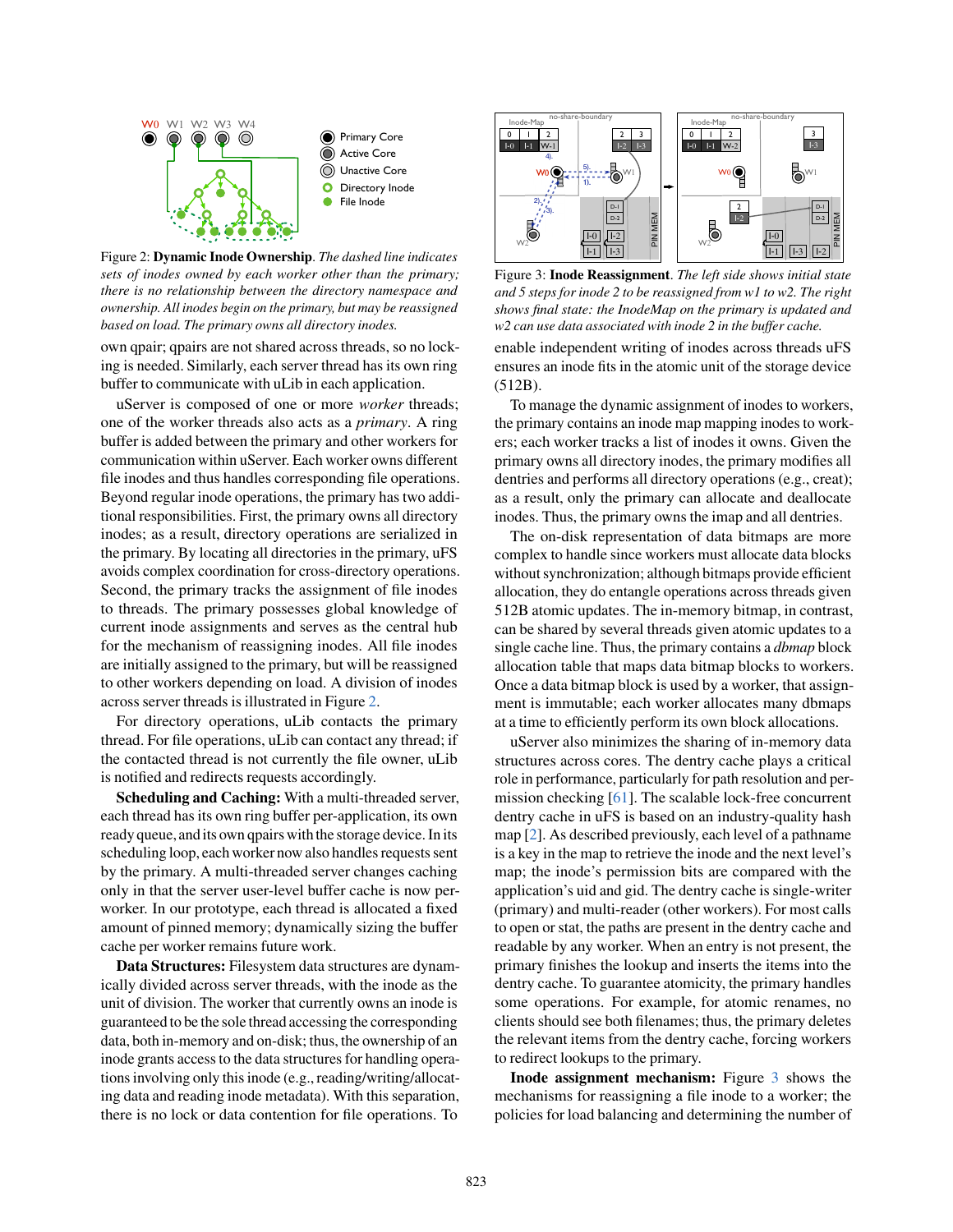Figure 2: **Dynamic Inode Ownership**. *The dashed line indicates sets of inodes owned by each worker other than the primary; there is no relationship between the directory namespace and ownership. All inodes begin on the primary, but may be reassigned based on load. The primary owns all directory inodes.*

own qpair; qpairs are not shared across threads, so no locking is needed. Similarly, each server thread has its own ring buffer to communicate with uLib in each application.

uServer is composed of one or more *worker* threads; one of the worker threads also acts as a *primary*. A ring buffer is added between the primary and other workers for communication within uServer. Each worker owns different file inodes and thus handles corresponding file operations. Beyond regular inode operations, the primary has two additional responsibilities. First, the primary owns all directory inodes; as a result, directory operations are serialized in the primary. By locating all directories in the primary, uFS avoids complex coordination for cross-directory operations. Second, the primary tracks the assignment of file inodes to threads. The primary possesses global knowledge of current inode assignments and serves as the central hub for the mechanism of reassigning inodes. All file inodes are initially assigned to the primary, but will be reassigned to other workers depending on load. A division of inodes across server threads is illustrated in Figure 2.

For directory operations, uLib contacts the primary thread. For file operations, uLib can contact any thread; if the contacted thread is not currently the file owner, uLib is notified and redirects requests accordingly.

**Scheduling and Caching:** With a multi-threaded server, each thread has its own ring buffer per-application, its own ready queue, and its own qpairs with the storage device. In its scheduling loop, each worker now also handles requests sent by the primary. A multi-threaded server changes caching only in that the server user-level buffer cache is now per-worker. In our prototype, each thread is allocated a fixed amount of pinned memory; dynamically sizing the buffer cache per worker remains future work.

**Data Structures:** Filesystem data structures are dynamically divided across server threads, with the inode as the unit of division. The worker that currently owns an inode is guaranteed to be the sole thread accessing the corresponding data, both in-memory and on-disk; thus, the ownership of an inode grants access to the data structures for handling operations involving only this inode (e.g., reading/writing/allocating data and reading inode metadata). With this separation, there is no lock or data contention for file operations. To enable independent writing of inodes across threads uFS ensures an inode fits in the atomic unit of the storage device (512B).

Figure 3: **Inode Reassignment**. *The left side shows initial state and 5 steps for inode 2 to be reassigned from w1 to w2. The right shows final state: the InodeMap on the primary is updated and w2 can use data associated with inode 2 in the buffer cache.*

To manage the dynamic assignment of inodes to workers, the primary contains an inode map mapping inodes to workers; each worker tracks a list of inodes it owns. Given the primary owns all directory inodes, the primary modifies all dentries and performs all directory operations (e.g., creat); as a result, only the primary can allocate and deallocate inodes. Thus, the primary owns the imap and all dentries.

The on-disk representation of data bitmaps are more complex to handle since workers must allocate data blocks without synchronization; although bitmaps provide efficient allocation, they do entangle operations across threads given 512B atomic updates. The in-memory bitmap, in contrast, can be shared by several threads given atomic updates to a single cache line. Thus, the primary contains a *dbmap* block allocation table that maps data bitmap blocks to workers. Once a data bitmap block is used by a worker, that assignment is immutable; each worker allocates many dbmaps at a time to efficiently perform its own block allocations.

uServer also minimizes the sharing of in-memory data structures across cores. The dentry cache plays a critical role in performance, particularly for path resolution and permission checking [61]. The scalable lock-free concurrent dentry cache in uFS is based on an industry-quality hash map [2]. As described previously, each level of a pathname is a key in the map to retrieve the inode and the next level's map; the inode's permission bits are compared with the application's uid and gid. The dentry cache is single-writer (primary) and multi-reader (other workers). For most calls to open or stat, the paths are present in the dentry cache and readable by any worker. When an entry is not present, the primary finishes the lookup and inserts the items into the dentry cache. To guarantee atomicity, the primary handles some operations. For example, for atomic renames, no clients should see both filenames; thus, the primary deletes the relevant items from the dentry cache, forcing workers to redirect lookups to the primary.

**Inode assignment mechanism:** Figure 3 shows the mechanisms for reassigning a file inode to a worker; the policies for load balancing and determining the number of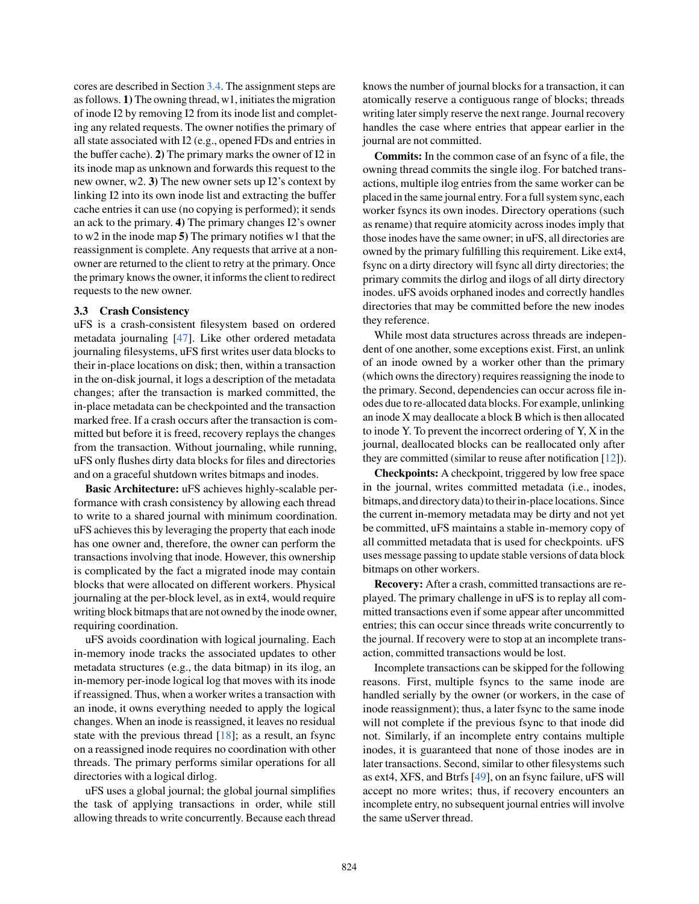cores are described in Section 3.4. The assignment steps are as follows. **1)** The owning thread, w1, initiates the migration of inode I2 by removing I2 from its inode list and completing any related requests. The owner notifies the primary of all state associated with I2 (e.g., opened FDs and entries in the buffer cache). **2)** The primary marks the owner of I2 in its inode map as unknown and forwards this request to the new owner, w2. **3)** The new owner sets up I2's context by linking I2 into its own inode list and extracting the buffer cache entries it can use (no copying is performed); it sends an ack to the primary. **4)** The primary changes I2's owner to w2 in the inode map **5)** The primary notifies w1 that the reassignment is complete. Any requests that arrive at a non-owner are returned to the client to retry at the primary. Once the primary knows the owner, it informs the client to redirect requests to the new owner.

### 3.3 Crash Consistency

uFS is a crash-consistent filesystem based on ordered metadata journaling [47]. Like other ordered metadata journaling filesystems, uFS first writes user data blocks to their in-place locations on disk; then, within a transaction in the on-disk journal, it logs a description of the metadata changes; after the transaction is marked committed, the in-place metadata can be checkpointed and the transaction marked free. If a crash occurs after the transaction is committed but before it is freed, recovery replays the changes from the transaction. Without journaling, while running, uFS only flushes dirty data blocks for files and directories and on a graceful shutdown writes bitmaps and inodes.

**Basic Architecture:** uFS achieves highly-scalable performance with crash consistency by allowing each thread to write to a shared journal with minimum coordination. uFS achieves this by leveraging the property that each inode has one owner and, therefore, the owner can perform the transactions involving that inode. However, this ownership is complicated by the fact a migrated inode may contain blocks that were allocated on different workers. Physical journaling at the per-block level, as in ext4, would require writing block bitmaps that are not owned by the inode owner, requiring coordination.

uFS avoids coordination with logical journaling. Each in-memory inode tracks the associated updates to other metadata structures (e.g., the data bitmap) in its ilog, an in-memory per-inode logical log that moves with its inode if reassigned. Thus, when a worker writes a transaction with an inode, it owns everything needed to apply the logical changes. When an inode is reassigned, it leaves no residual state with the previous thread [18]; as a result, an fsync on a reassigned inode requires no coordination with other threads. The primary performs similar operations for all directories with a logical dirlog.

uFS uses a global journal; the global journal simplifies the task of applying transactions in order, while still allowing threads to write concurrently. Because each thread knows the number of journal blocks for a transaction, it can atomically reserve a contiguous range of blocks; threads writing later simply reserve the next range. Journal recovery handles the case where entries that appear earlier in the journal are not committed.

**Commits:** In the common case of an fsync of a file, the owning thread commits the single ilog. For batched transactions, multiple ilog entries from the same worker can be placed in the same journal entry. For a full system sync, each worker fsyncs its own inodes. Directory operations (such as rename) that require atomicity across inodes imply that those inodes have the same owner; in uFS, all directories are owned by the primary fulfilling this requirement. Like ext4, fsync on a dirty directory will fsync all dirty directories; the primary commits the dirlog and ilogs of all dirty directory inodes. uFS avoids orphaned inodes and correctly handles directories that may be committed before the new inodes they reference.

While most data structures across threads are independent of one another, some exceptions exist. First, an unlink of an inode owned by a worker other than the primary (which owns the directory) requires reassigning the inode to the primary. Second, dependencies can occur across file inodes due to re-allocated data blocks. For example, unlinking an inode X may deallocate a block B which is then allocated to inode Y. To prevent the incorrect ordering of Y, X in the journal, deallocated blocks can be reallocated only after they are committed (similar to reuse after notification [12]).

**Checkpoints:** A checkpoint, triggered by low free space in the journal, writes committed metadata (i.e., inodes, bitmaps, and directory data) to their in-place locations. Since the current in-memory metadata may be dirty and not yet be committed, uFS maintains a stable in-memory copy of all committed metadata that is used for checkpoints. uFS uses message passing to update stable versions of data block bitmaps on other workers.

**Recovery:** After a crash, committed transactions are replayed. The primary challenge in uFS is to replay all committed transactions even if some appear after uncommitted entries; this can occur since threads write concurrently to the journal. If recovery were to stop at an incomplete transaction, committed transactions would be lost.

Incomplete transactions can be skipped for the following reasons. First, multiple fsyncs to the same inode are handled serially by the owner (or workers, in the case of inode reassignment); thus, a later fsync to the same inode will not complete if the previous fsync to that inode did not. Similarly, if an incomplete entry contains multiple inodes, it is guaranteed that none of those inodes are in later transactions. Second, similar to other filesystems such as ext4, XFS, and Btrfs [49], on an fsync failure, uFS will accept no more writes; thus, if recovery encounters an incomplete entry, no subsequent journal entries will involve the same uServer thread.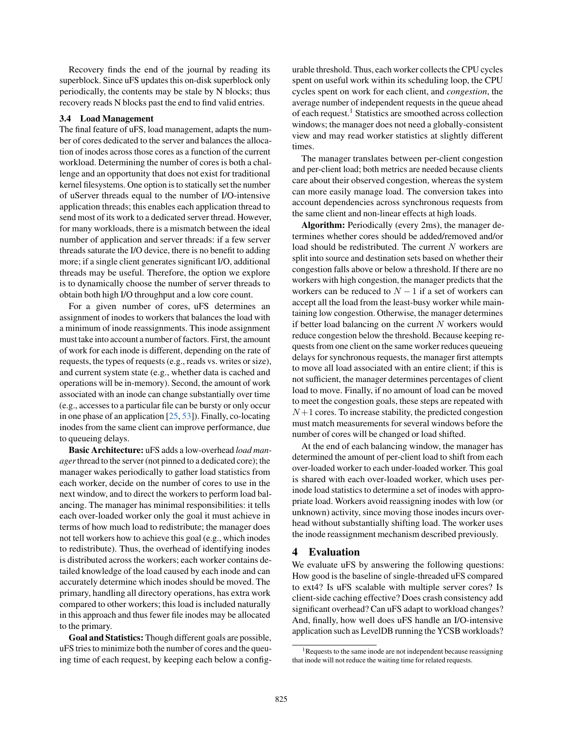Recovery finds the end of the journal by reading its superblock. Since uFS updates this on-disk superblock only periodically, the contents may be stale by N blocks; thus recovery reads N blocks past the end to find valid entries.

### 3.4 Load Management

The final feature of uFS, load management, adapts the number of cores dedicated to the server and balances the allocation of inodes across those cores as a function of the current workload. Determining the number of cores is both a challenge and an opportunity that does not exist for traditional kernel filesystems. One option is to statically set the number of uServer threads equal to the number of I/O-intensive application threads; this enables each application thread to send most of its work to a dedicated server thread. However, for many workloads, there is a mismatch between the ideal number of application and server threads: if a few server threads saturate the I/O device, there is no benefit to adding more; if a single client generates significant I/O, additional threads may be useful. Therefore, the option we explore is to dynamically choose the number of server threads to obtain both high I/O throughput and a low core count.

For a given number of cores, uFS determines an assignment of inodes to workers that balances the load with a minimum of inode reassignments. This inode assignment must take into account a number of factors. First, the amount of work for each inode is different, depending on the rate of requests, the types of requests (e.g., reads vs. writes or size), and current system state (e.g., whether data is cached and operations will be in-memory). Second, the amount of work associated with an inode can change substantially over time (e.g., accesses to a particular file can be bursty or only occur in one phase of an application [25, 53]). Finally, co-locating inodes from the same client can improve performance, due to queueing delays.

**Basic Architecture:** uFS adds a low-overhead *load manager* thread to the server (not pinned to a dedicated core); the manager wakes periodically to gather load statistics from each worker, decide on the number of cores to use in the next window, and to direct the workers to perform load balancing. The manager has minimal responsibilities: it tells each over-loaded worker only the goal it must achieve in terms of how much load to redistribute; the manager does not tell workers how to achieve this goal (e.g., which inodes to redistribute). Thus, the overhead of identifying inodes is distributed across the workers; each worker contains detailed knowledge of the load caused by each inode and can accurately determine which inodes should be moved. The primary, handling all directory operations, has extra work compared to other workers; this load is included naturally in this approach and thus fewer file inodes may be allocated to the primary.

**Goal and Statistics:** Though different goals are possible, uFS tries to minimize both the number of cores and the queuing time of each request, by keeping each below a configurable threshold. Thus, each worker collects the CPU cycles spent on useful work within its scheduling loop, the CPU cycles spent on work for each client, and *congestion*, the average number of independent requests in the queue ahead of each request.[1] Statistics are smoothed across collection windows; the manager does not need a globally-consistent view and may read worker statistics at slightly different times.

The manager translates between per-client congestion and per-client load; both metrics are needed because clients care about their observed congestion, whereas the system can more easily manage load. The conversion takes into account dependencies across synchronous requests from the same client and non-linear effects at high loads.

**Algorithm:** Periodically (every 2ms), the manager determines whether cores should be added/removed and/or load should be redistributed. The current $N$ workers are split into source and destination sets based on whether their congestion falls above or below a threshold. If there are no workers with high congestion, the manager predicts that the workers can be reduced to $N-1$ if a set of workers can accept all the load from the least-busy worker while maintaining low congestion. Otherwise, the manager determines if better load balancing on the current $N$ workers would reduce congestion below the threshold. Because keeping requests from one client on the same worker reduces queueing delays for synchronous requests, the manager first attempts to move all load associated with an entire client; if this is not sufficient, the manager determines percentages of client load to move. Finally, if no amount of load can be moved to meet the congestion goals, these steps are repeated with $N+1$ cores. To increase stability, the predicted congestion must match measurements for several windows before the number of cores will be changed or load shifted.

At the end of each balancing window, the manager has determined the amount of per-client load to shift from each over-loaded worker to each under-loaded worker. This goal is shared with each over-loaded worker, which uses per-inode load statistics to determine a set of inodes with appropriate load. Workers avoid reassigning inodes with low (or unknown) activity, since moving those inodes incurs overhead without substantially shifting load. The worker uses the inode reassignment mechanism described previously.

## 4 Evaluation

We evaluate uFS by answering the following questions: How good is the baseline of single-threaded uFS compared to ext4? Is uFS scalable with multiple server cores? Is client-side caching effective? Does crash consistency add significant overhead? Can uFS adapt to workload changes? And, finally, how well does uFS handle an I/O-intensive application such as LevelDB running the YCSB workloads?

[1] Requests to the same inode are not independent because reassigning that inode will not reduce the waiting time for related requests.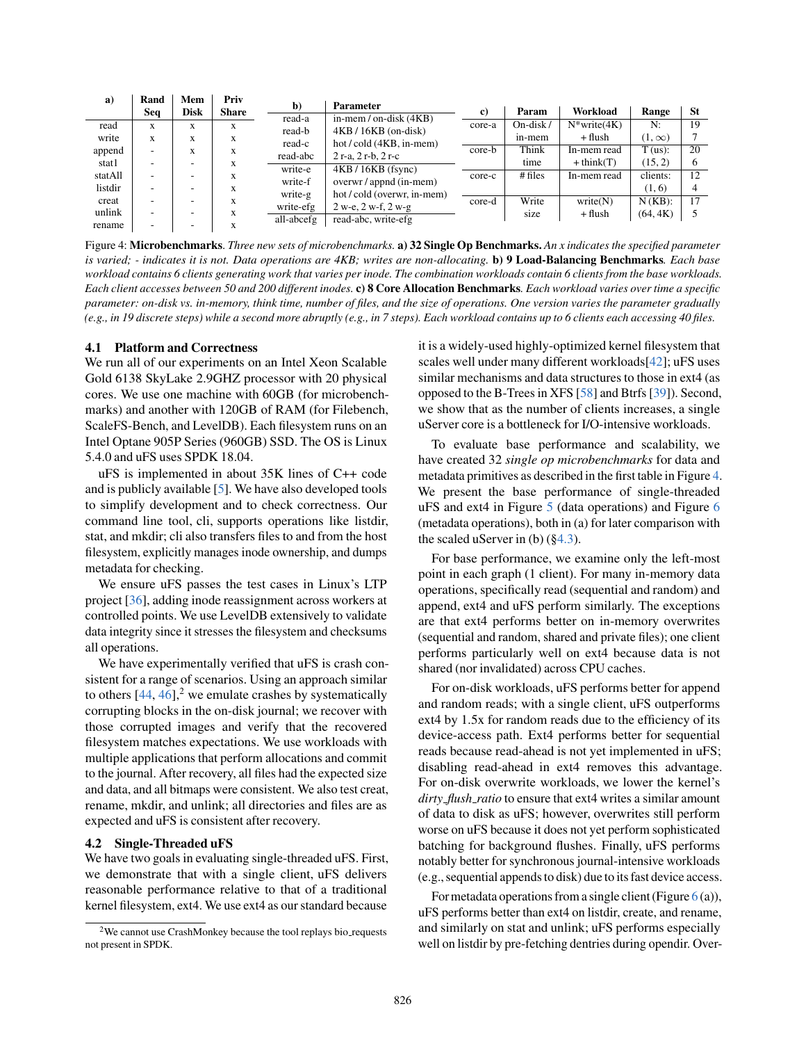| a) | Rand Seq | Mem Disk | Priv Share |
|---|---|---|---|
| read | x | x | x |
| write | x | x | x |
| append | - | x | x |
| stat1 | - | - | x |
| statAll | - | - | x |
| listdir | - | - | x |
| creat | - | - | x |
| unlink | - | - | x |
| rename | - | - | x |

| b) | Parameter |
|---|---|
| read-a | in-mem / on-disk (4KB) |
| read-b | 4KB / 16KB (on-disk) |
| read-c | hot / cold (4KB, in-mem) |
| read-abc | 2 r-a, 2 r-b, 2 r-c |
| write-e | 4KB / 16KB (fsync) |
| write-f | overwr / appnd (in-mem) |
| write-g | hot / cold (overwr, in-mem) |
| write-efg | 2 w-e, 2 w-f, 2 w-g |
| all-abcefg | read-abc, write-efg |

| c) | Param | Workload | Range | St |
|---|---|---|---|---|
| core-a | On-disk / in-mem | N*write(4K) + flush | N: (1, ∞) | 19 / 7 |
| core-b | Think time | In-mem read + think(T) | T (us): (15, 2) | 20 / 6 |
| core-c | # files | In-mem read | clients: (1, 6) | 12 / 4 |
| core-d | Write size | write(N) + flush | N (KB): (64, 4K) | 17 / 5 |

Figure 4: **Microbenchmarks**. *Three new sets of microbenchmarks.* **a) 32 Single Op Benchmarks.** *An x indicates the specified parameter is varied; - indicates it is not. Data operations are 4KB; writes are non-allocating.* **b) 9 Load-Balancing Benchmarks***. Each base workload contains 6 clients generating work that varies per inode. The combination workloads contain 6 clients from the base workloads. Each client accesses between 50 and 200 different inodes.* **c) 8 Core Allocation Benchmarks***. Each workload varies over time a specific parameter: on-disk vs. in-memory, think time, number of files, and the size of operations. One version varies the parameter gradually (e.g., in 19 discrete steps) while a second more abruptly (e.g., in 7 steps). Each workload contains up to 6 clients each accessing 40 files.*

### 4.1 Platform and Correctness

We run all of our experiments on an Intel Xeon Scalable Gold 6138 SkyLake 2.9GHZ processor with 20 physical cores. We use one machine with 60GB (for microbenchmarks) and another with 120GB of RAM (for Filebench, ScaleFS-Bench, and LevelDB). Each filesystem runs on an Intel Optane 905P Series (960GB) SSD. The OS is Linux 5.4.0 and uFS uses SPDK 18.04.

uFS is implemented in about 35K lines of C++ code and is publicly available [5]. We have also developed tools to simplify development and to check correctness. Our command line tool, cli, supports operations like listdir, stat, and mkdir; cli also transfers files to and from the host filesystem, explicitly manages inode ownership, and dumps metadata for checking.

We ensure uFS passes the test cases in Linux's LTP project [36], adding inode reassignment across workers at controlled points. We use LevelDB extensively to validate data integrity since it stresses the filesystem and checksums all operations.

We have experimentally verified that uFS is crash consistent for a range of scenarios. Using an approach similar to others [44, 46],[2] we emulate crashes by systematically corrupting blocks in the on-disk journal; we recover with those corrupted images and verify that the recovered filesystem matches expectations. We use workloads with multiple applications that perform allocations and commit to the journal. After recovery, all files had the expected size and data, and all bitmaps were consistent. We also test creat, rename, mkdir, and unlink; all directories and files are as expected and uFS is consistent after recovery.

### 4.2 Single-Threaded uFS

We have two goals in evaluating single-threaded uFS. First, we demonstrate that with a single client, uFS delivers reasonable performance relative to that of a traditional kernel filesystem, ext4. We use ext4 as our standard because it is a widely-used highly-optimized kernel filesystem that scales well under many different workloads[42]; uFS uses similar mechanisms and data structures to those in ext4 (as opposed to the B-Trees in XFS [58] and Btrfs [39]). Second, we show that as the number of clients increases, a single uServer core is a bottleneck for I/O-intensive workloads.

To evaluate base performance and scalability, we have created 32 *single op microbenchmarks* for data and metadata primitives as described in the first table in Figure 4. We present the base performance of single-threaded uFS and ext4 in Figure 5 (data operations) and Figure 6 (metadata operations), both in (a) for later comparison with the scaled uServer in (b) (§4.3).

For base performance, we examine only the left-most point in each graph (1 client). For many in-memory data operations, specifically read (sequential and random) and append, ext4 and uFS perform similarly. The exceptions are that ext4 performs better on in-memory overwrites (sequential and random, shared and private files); one client performs particularly well on ext4 because data is not shared (nor invalidated) across CPU caches.

For on-disk workloads, uFS performs better for append and random reads; with a single client, uFS outperforms ext4 by 1.5x for random reads due to the efficiency of its device-access path. Ext4 performs better for sequential reads because read-ahead is not yet implemented in uFS; disabling read-ahead in ext4 removes this advantage. For on-disk overwrite workloads, we lower the kernel's *dirty_flush_ratio* to ensure that ext4 writes a similar amount of data to disk as uFS; however, overwrites still perform worse on uFS because it does not yet perform sophisticated batching for background flushes. Finally, uFS performs notably better for synchronous journal-intensive workloads (e.g., sequential appends to disk) due to its fast device access.

For metadata operations from a single client (Figure 6 (a)), uFS performs better than ext4 on listdir, create, and rename, and similarly on stat and unlink; uFS performs especially well on listdir by pre-fetching dentries during opendir. Over-

[2] We cannot use CrashMonkey because the tool replays bio_requests not present in SPDK.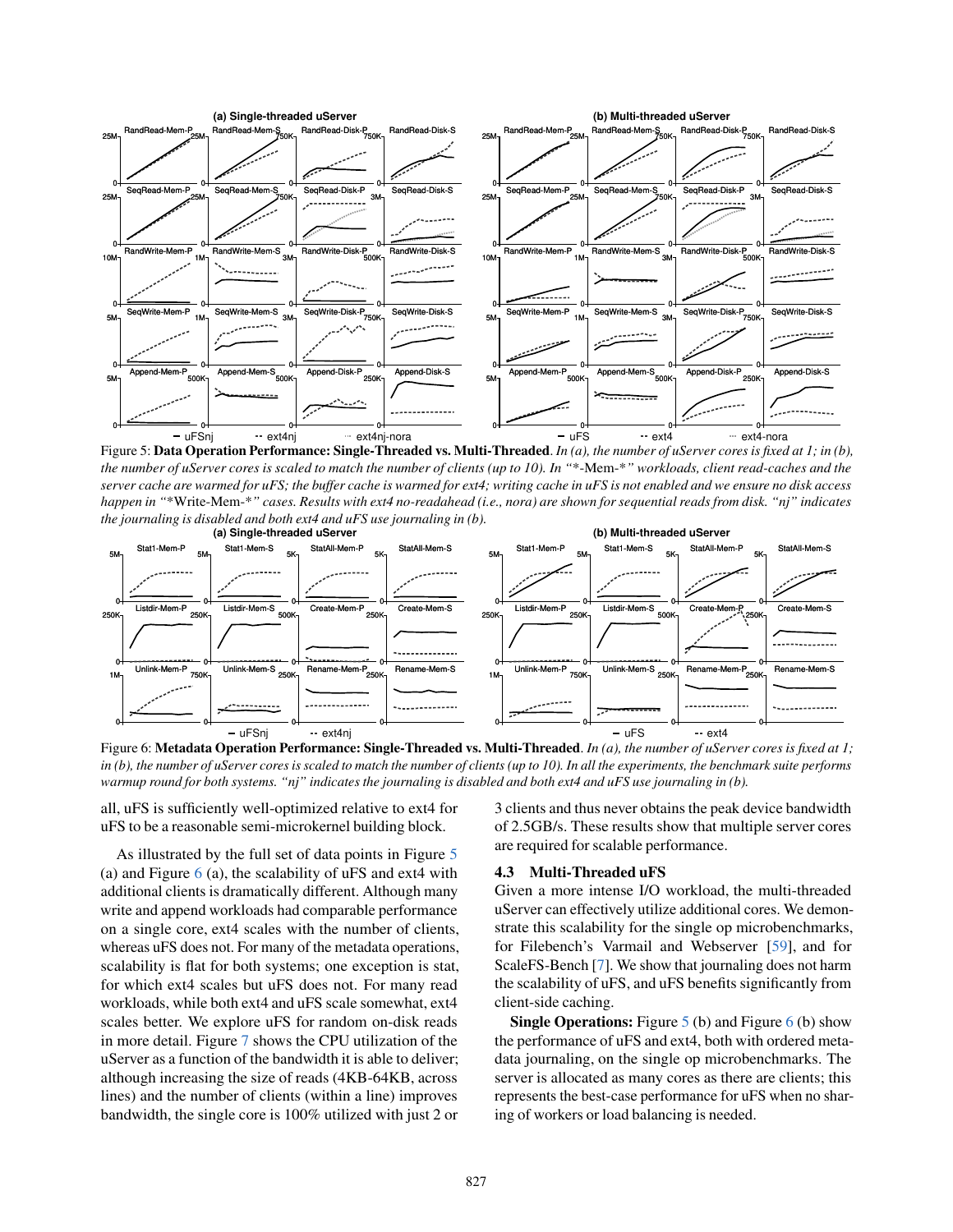Figure 5: **Data Operation Performance: Single-Threaded vs. Multi-Threaded**. *In (a), the number of uServer cores is fixed at 1; in (b), the number of uServer cores is scaled to match the number of clients (up to 10). In "*-*Mem*-*" workloads, client read-caches and the server cache are warmed for uFS; the buffer cache is warmed for ext4; writing cache in uFS is not enabled and we ensure no disk access happen in "*Write-*Mem*-*" cases. Results with ext4 no-readahead (i.e., nora) are shown for sequential reads from disk. "nj" indicates the journaling is disabled and both ext4 and uFS use journaling in (b).*

Figure 6: **Metadata Operation Performance: Single-Threaded vs. Multi-Threaded**. *In (a), the number of uServer cores is fixed at 1; in (b), the number of uServer cores is scaled to match the number of clients (up to 10). In all the experiments, the benchmark suite performs warmup round for both systems. "nj" indicates the journaling is disabled and both ext4 and uFS use journaling in (b).*

all, uFS is sufficiently well-optimized relative to ext4 for uFS to be a reasonable semi-microkernel building block.

As illustrated by the full set of data points in Figure 5 (a) and Figure 6 (a), the scalability of uFS and ext4 with additional clients is dramatically different. Although many write and append workloads had comparable performance on a single core, ext4 scales with the number of clients, whereas uFS does not. For many of the metadata operations, scalability is flat for both systems; one exception is stat, for which ext4 scales but uFS does not. For many read workloads, while both ext4 and uFS scale somewhat, ext4 scales better. We explore uFS for random on-disk reads in more detail. Figure 7 shows the CPU utilization of the uServer as a function of the bandwidth it is able to deliver; although increasing the size of reads (4KB-64KB, across lines) and the number of clients (within a line) improves bandwidth, the single core is 100% utilized with just 2 or 3 clients and thus never obtains the peak device bandwidth of 2.5GB/s. These results show that multiple server cores are required for scalable performance.

### 4.3 Multi-Threaded uFS

Given a more intense I/O workload, the multi-threaded uServer can effectively utilize additional cores. We demonstrate this scalability for the single op microbenchmarks, for Filebench's Varmail and Webserver [59], and for ScaleFS-Bench [7]. We show that journaling does not harm the scalability of uFS, and uFS benefits significantly from client-side caching.

**Single Operations:** Figure 5 (b) and Figure 6 (b) show the performance of uFS and ext4, both with ordered metadata journaling, on the single op microbenchmarks. The server is allocated as many cores as there are clients; this represents the best-case performance for uFS when no sharing of workers or load balancing is needed.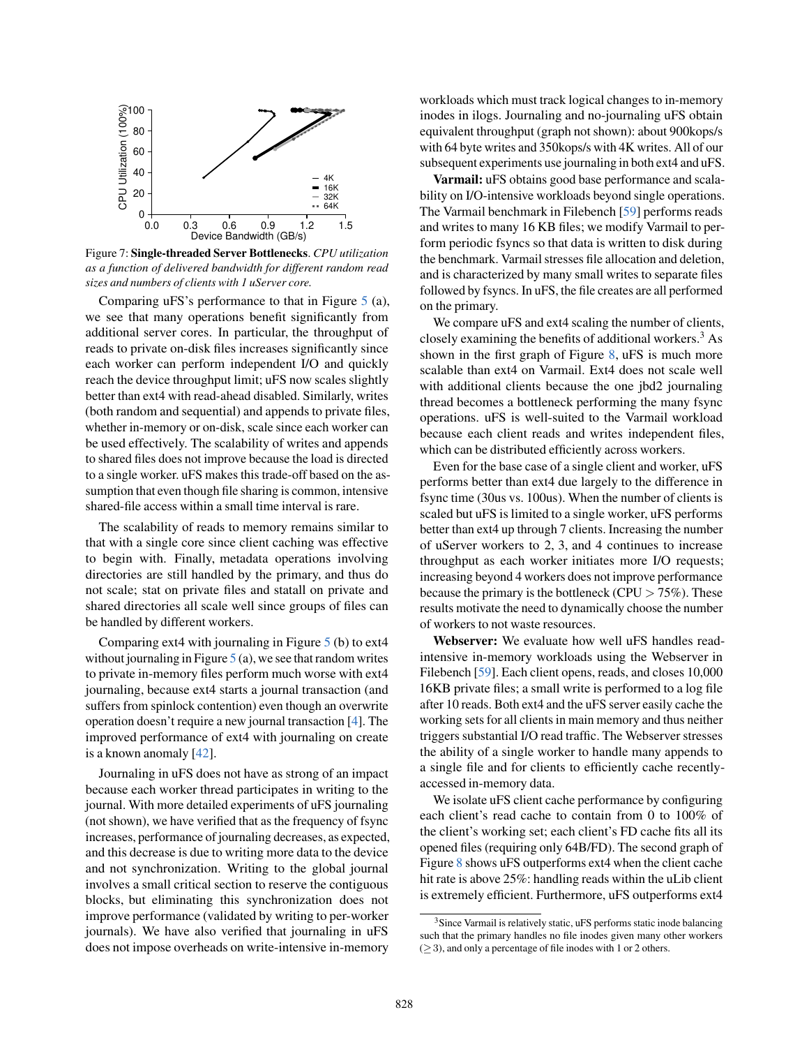Figure 7: **Single-threaded Server Bottlenecks**. *CPU utilization as a function of delivered bandwidth for different random read sizes and numbers of clients with 1 uServer core.*

Comparing uFS's performance to that in Figure 5 (a), we see that many operations benefit significantly from additional server cores. In particular, the throughput of reads to private on-disk files increases significantly since each worker can perform independent I/O and quickly reach the device throughput limit; uFS now scales slightly better than ext4 with read-ahead disabled. Similarly, writes (both random and sequential) and appends to private files, whether in-memory or on-disk, scale since each worker can be used effectively. The scalability of writes and appends to shared files does not improve because the load is directed to a single worker. uFS makes this trade-off based on the assumption that even though file sharing is common, intensive shared-file access within a small time interval is rare.

The scalability of reads to memory remains similar to that with a single core since client caching was effective to begin with. Finally, metadata operations involving directories are still handled by the primary, and thus do not scale; stat on private files and statall on private and shared directories all scale well since groups of files can be handled by different workers.

Comparing ext4 with journaling in Figure 5 (b) to ext4 without journaling in Figure 5 (a), we see that random writes to private in-memory files perform much worse with ext4 journaling, because ext4 starts a journal transaction (and suffers from spinlock contention) even though an overwrite operation doesn't require a new journal transaction [4]. The improved performance of ext4 with journaling on create is a known anomaly [42].

Journaling in uFS does not have as strong of an impact because each worker thread participates in writing to the journal. With more detailed experiments of uFS journaling (not shown), we have verified that as the frequency of fsync increases, performance of journaling decreases, as expected, and this decrease is due to writing more data to the device and not synchronization. Writing to the global journal involves a small critical section to reserve the contiguous blocks, but eliminating this synchronization does not improve performance (validated by writing to per-worker journals). We have also verified that journaling in uFS does not impose overheads on write-intensive in-memory workloads which must track logical changes to in-memory inodes in ilogs. Journaling and no-journaling uFS obtain equivalent throughput (graph not shown): about 900kops/s with 64 byte writes and 350kops/s with 4K writes. All of our subsequent experiments use journaling in both ext4 and uFS.

**Varmail:** uFS obtains good base performance and scalability on I/O-intensive workloads beyond single operations. The Varmail benchmark in Filebench [59] performs reads and writes to many 16 KB files; we modify Varmail to perform periodic fsyncs so that data is written to disk during the benchmark. Varmail stresses file allocation and deletion, and is characterized by many small writes to separate files followed by fsyncs. In uFS, the file creates are all performed on the primary.

We compare uFS and ext4 scaling the number of clients, closely examining the benefits of additional workers.[3] As shown in the first graph of Figure 8, uFS is much more scalable than ext4 on Varmail. Ext4 does not scale well with additional clients because the one jbd2 journaling thread becomes a bottleneck performing the many fsync operations. uFS is well-suited to the Varmail workload because each client reads and writes independent files, which can be distributed efficiently across workers.

Even for the base case of a single client and worker, uFS performs better than ext4 due largely to the difference in fsync time (30us vs. 100us). When the number of clients is scaled but uFS is limited to a single worker, uFS performs better than ext4 up through 7 clients. Increasing the number of uServer workers to 2, 3, and 4 continues to increase throughput as each worker initiates more I/O requests; increasing beyond 4 workers does not improve performance because the primary is the bottleneck (CPU $> 75\%$). These results motivate the need to dynamically choose the number of workers to not waste resources.

**Webserver:** We evaluate how well uFS handles read-intensive in-memory workloads using the Webserver in Filebench [59]. Each client opens, reads, and closes 10,000 16KB private files; a small write is performed to a log file after 10 reads. Both ext4 and the uFS server easily cache the working sets for all clients in main memory and thus neither triggers substantial I/O read traffic. The Webserver stresses the ability of a single worker to handle many appends to a single file and for clients to efficiently cache recently-accessed in-memory data.

We isolate uFS client cache performance by configuring each client's read cache to contain from 0 to 100% of the client's working set; each client's FD cache fits all its opened files (requiring only 64B/FD). The second graph of Figure 8 shows uFS outperforms ext4 when the client cache hit rate is above 25%: handling reads within the uLib client is extremely efficient. Furthermore, uFS outperforms ext4

[3] Since Varmail is relatively static, uFS performs static inode balancing such that the primary handles no file inodes given many other workers ($\geq 3$), and only a percentage of file inodes with 1 or 2 others.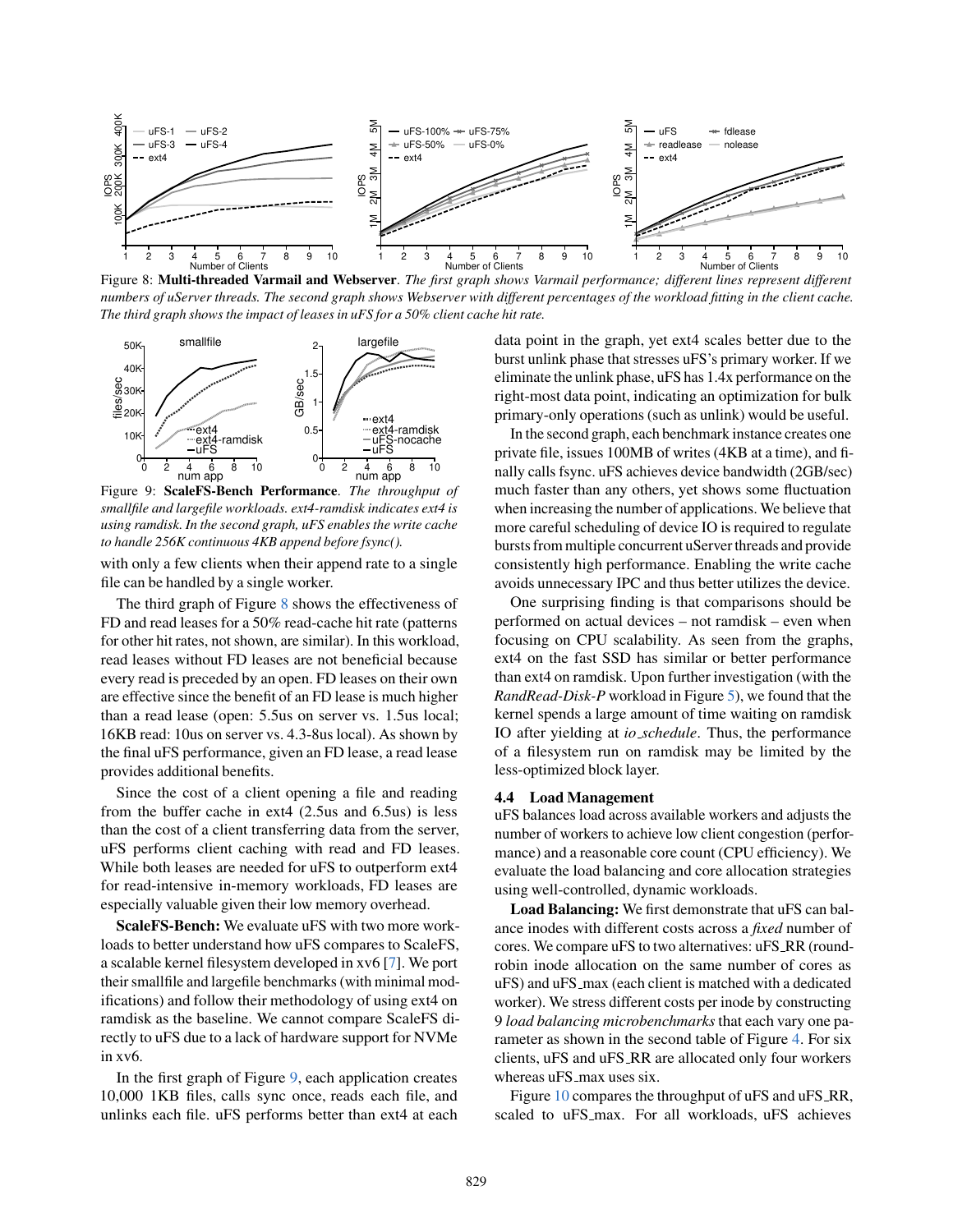Figure 8: **Multi-threaded Varmail and Webserver**. *The first graph shows Varmail performance; different lines represent different numbers of uServer threads. The second graph shows Webserver with different percentages of the workload fitting in the client cache. The third graph shows the impact of leases in uFS for a 50% client cache hit rate.*

Figure 9: **ScaleFS-Bench Performance**. *The throughput of smallfile and largefile workloads. ext4-ramdisk indicates ext4 is using ramdisk. In the second graph, uFS enables the write cache to handle 256K continuous 4KB append before fsync().*

with only a few clients when their append rate to a single file can be handled by a single worker.

The third graph of Figure 8 shows the effectiveness of FD and read leases for a 50% read-cache hit rate (patterns for other hit rates, not shown, are similar). In this workload, read leases without FD leases are not beneficial because every read is preceded by an open. FD leases on their own are effective since the benefit of an FD lease is much higher than a read lease (open: 5.5us on server vs. 1.5us local; 16KB read: 10us on server vs. 4.3-8us local). As shown by the final uFS performance, given an FD lease, a read lease provides additional benefits.

Since the cost of a client opening a file and reading from the buffer cache in ext4 (2.5us and 6.5us) is less than the cost of a client transferring data from the server, uFS performs client caching with read and FD leases. While both leases are needed for uFS to outperform ext4 for read-intensive in-memory workloads, FD leases are especially valuable given their low memory overhead.

**ScaleFS-Bench:** We evaluate uFS with two more workloads to better understand how uFS compares to ScaleFS, a scalable kernel filesystem developed in xv6 [7]. We port their smallfile and largefile benchmarks (with minimal modifications) and follow their methodology of using ext4 on ramdisk as the baseline. We cannot compare ScaleFS directly to uFS due to a lack of hardware support for NVMe in xv6.

In the first graph of Figure 9, each application creates 10,000 1KB files, calls sync once, reads each file, and unlinks each file. uFS performs better than ext4 at each data point in the graph, yet ext4 scales better due to the burst unlink phase that stresses uFS's primary worker. If we eliminate the unlink phase, uFS has 1.4x performance on the right-most data point, indicating an optimization for bulk primary-only operations (such as unlink) would be useful.

In the second graph, each benchmark instance creates one private file, issues 100MB of writes (4KB at a time), and finally calls fsync. uFS achieves device bandwidth (2GB/sec) much faster than any others, yet shows some fluctuation when increasing the number of applications. We believe that more careful scheduling of device IO is required to regulate bursts from multiple concurrent uServer threads and provide consistently high performance. Enabling the write cache avoids unnecessary IPC and thus better utilizes the device.

One surprising finding is that comparisons should be performed on actual devices – not ramdisk – even when focusing on CPU scalability. As seen from the graphs, ext4 on the fast SSD has similar or better performance than ext4 on ramdisk. Upon further investigation (with the *RandRead-Disk-P* workload in Figure 5), we found that the kernel spends a large amount of time waiting on ramdisk IO after yielding at *io_schedule*. Thus, the performance of a filesystem run on ramdisk may be limited by the less-optimized block layer.

### 4.4 Load Management

uFS balances load across available workers and adjusts the number of workers to achieve low client congestion (performance) and a reasonable core count (CPU efficiency). We evaluate the load balancing and core allocation strategies using well-controlled, dynamic workloads.

**Load Balancing:** We first demonstrate that uFS can balance inodes with different costs across a *fixed* number of cores. We compare uFS to two alternatives: uFS_RR (round-robin inode allocation on the same number of cores as uFS) and uFS_max (each client is matched with a dedicated worker). We stress different costs per inode by constructing 9 *load balancing microbenchmarks* that each vary one parameter as shown in the second table of Figure 4. For six clients, uFS and uFS_RR are allocated only four workers whereas uFS_max uses six.

Figure 10 compares the throughput of uFS and uFS_RR, scaled to uFS_max. For all workloads, uFS achieves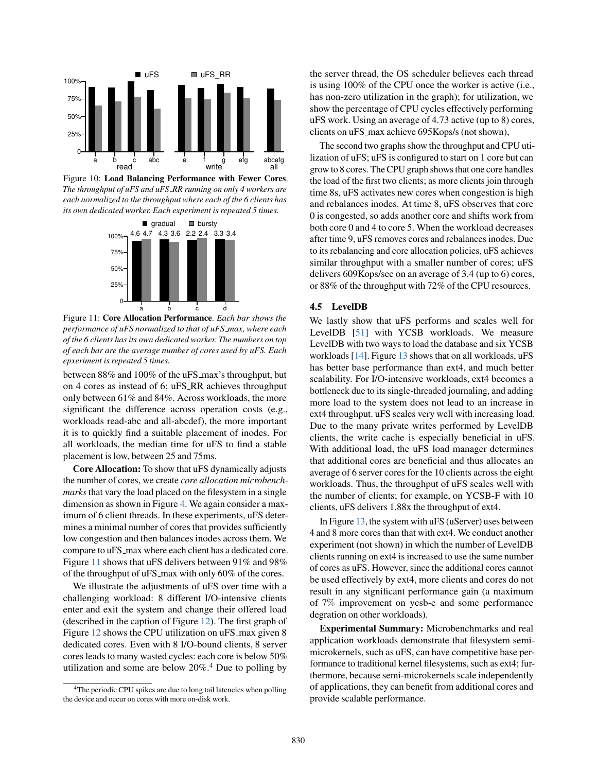Figure 10: **Load Balancing Performance with Fewer Cores**. *The throughput of uFS and uFS_RR running on only 4 workers are each normalized to the throughput where each of the 6 clients has its own dedicated worker. Each experiment is repeated 5 times.*

Figure 11: **Core Allocation Performance**. *Each bar shows the performance of uFS normalized to that of uFS_max, where each of the 6 clients has its own dedicated worker. The numbers on top of each bar are the average number of cores used by uFS. Each epxeriment is repeated 5 times.*

between 88% and 100% of the uFS_max's throughput, but on 4 cores as instead of 6; uFS_RR achieves throughput only between 61% and 84%. Across workloads, the more significant the difference across operation costs (e.g., workloads read-abc and all-abcdef), the more important it is to quickly find a suitable placement of inodes. For all workloads, the median time for uFS to find a stable placement is low, between 25 and 75ms.

**Core Allocation:** To show that uFS dynamically adjusts the number of cores, we create *core allocation microbenchmarks* that vary the load placed on the filesystem in a single dimension as shown in Figure 4. We again consider a maximum of 6 client threads. In these experiments, uFS determines a minimal number of cores that provides sufficiently low congestion and then balances inodes across them. We compare to uFS_max where each client has a dedicated core. Figure 11 shows that uFS delivers between 91% and 98% of the throughput of uFS_max with only 60% of the cores.

We illustrate the adjustments of uFS over time with a challenging workload: 8 different I/O-intensive clients enter and exit the system and change their offered load (described in the caption of Figure 12). The first graph of Figure 12 shows the CPU utilization on uFS_max given 8 dedicated cores. Even with 8 I/O-bound clients, 8 server cores leads to many wasted cycles: each core is below 50% utilization and some are below 20%.[4] Due to polling by the server thread, the OS scheduler believes each thread is using 100% of the CPU once the worker is active (i.e., has non-zero utilization in the graph); for utilization, we show the percentage of CPU cycles effectively performing uFS work. Using an average of 4.73 active (up to 8) cores, clients on uFS_max achieve 695Kops/s (not shown),

The second two graphs show the throughput and CPU utilization of uFS; uFS is configured to start on 1 core but can grow to 8 cores. The CPU graph shows that one core handles the load of the first two clients; as more clients join through time 8s, uFS activates new cores when congestion is high and rebalances inodes. At time 8, uFS observes that core 0 is congested, so adds another core and shifts work from both core 0 and 4 to core 5. When the workload decreases after time 9, uFS removes cores and rebalances inodes. Due to its rebalancing and core allocation policies, uFS achieves similar throughput with a smaller number of cores; uFS delivers 609Kops/sec on an average of 3.4 (up to 6) cores, or 88% of the throughput with 72% of the CPU resources.

### 4.5 LevelDB

We lastly show that uFS performs and scales well for LevelDB [51] with YCSB workloads. We measure LevelDB with two ways to load the database and six YCSB workloads [14]. Figure 13 shows that on all workloads, uFS has better base performance than ext4, and much better scalability. For I/O-intensive workloads, ext4 becomes a bottleneck due to its single-threaded journaling, and adding more load to the system does not lead to an increase in ext4 throughput. uFS scales very well with increasing load. Due to the many private writes performed by LevelDB clients, the write cache is especially beneficial in uFS. With additional load, the uFS load manager determines that additional cores are beneficial and thus allocates an average of 6 server cores for the 10 clients across the eight workloads. Thus, the throughput of uFS scales well with the number of clients; for example, on YCSB-F with 10 clients, uFS delivers 1.88x the throughput of ext4.

In Figure 13, the system with uFS (uServer) uses between 4 and 8 more cores than that with ext4. We conduct another experiment (not shown) in which the number of LevelDB clients running on ext4 is increased to use the same number of cores as uFS. However, since the additional cores cannot be used effectively by ext4, more clients and cores do not result in any significant performance gain (a maximum of 7% improvement on ycsb-e and some performance degration on other workloads).

**Experimental Summary:** Microbenchmarks and real application workloads demonstrate that filesystem semi-microkernels, such as uFS, can have competitive base performance to traditional kernel filesystems, such as ext4; furthermore, because semi-microkernels scale independently of applications, they can benefit from additional cores and provide scalable performance.

[4] The periodic CPU spikes are due to long tail latencies when polling the device and occur on cores with more on-disk work.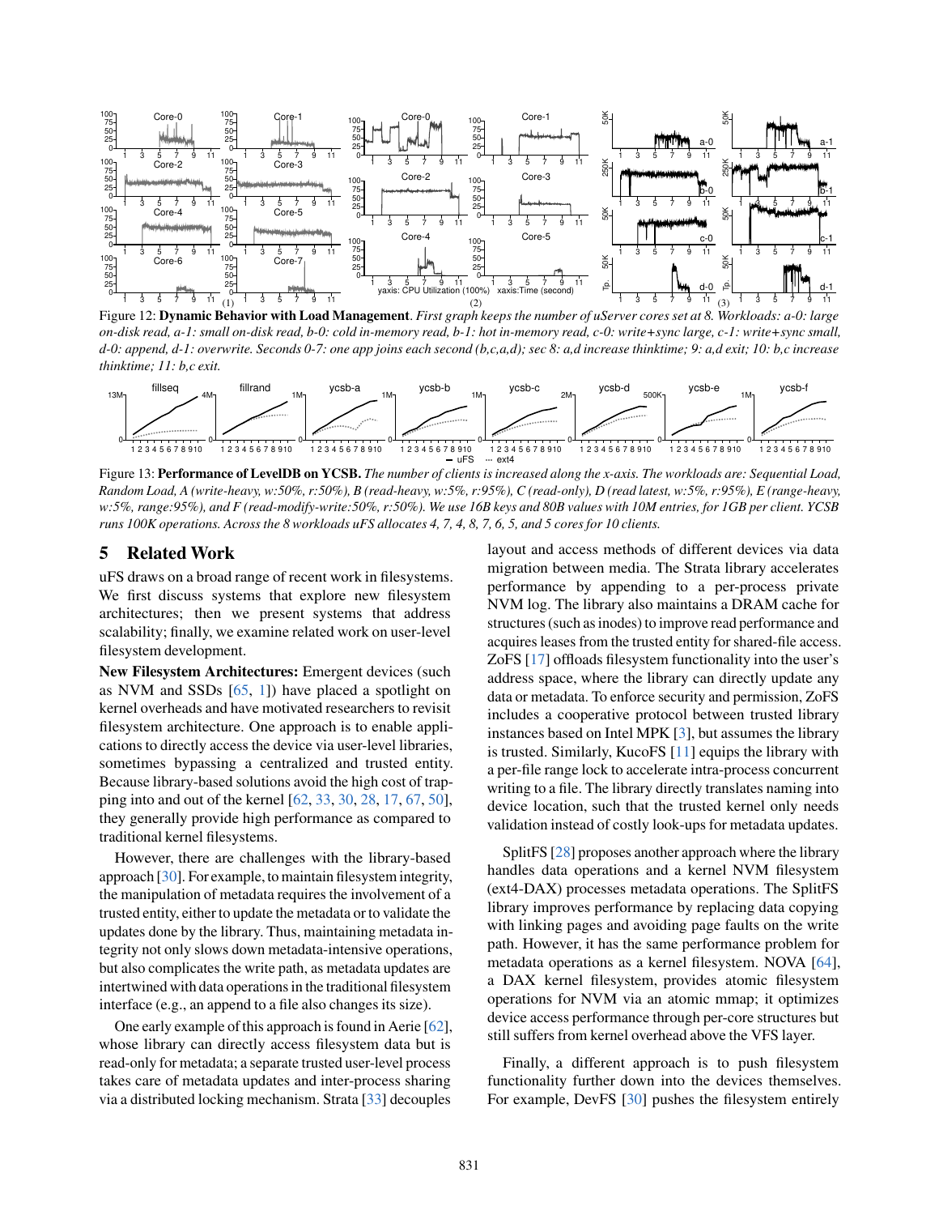Figure 12: **Dynamic Behavior with Load Management**. *First graph keeps the number of uServer cores set at 8. Workloads: a-0: large on-disk read, a-1: small on-disk read, b-0: cold in-memory read, b-1: hot in-memory read, c-0: write+sync large, c-1: write+sync small, d-0: append, d-1: overwrite. Seconds 0-7: one app joins each second (b,c,a,d); sec 8: a,d increase thinktime; 9: a,d exit; 10: b,c increase thinktime; 11: b,c exit.*

Figure 13: **Performance of LevelDB on YCSB.** *The number of clients is increased along the x-axis. The workloads are: Sequential Load, Random Load, A (write-heavy, w:50%, r:50%), B (read-heavy, w:5%, r:95%), C (read-only), D (read latest, w:5%, r:95%), E (range-heavy, w:5%, range:95%), and F (read-modify-write:50%, r:50%). We use 16B keys and 80B values with 10M entries, for 1GB per client. YCSB runs 100K operations. Across the 8 workloads uFS allocates 4, 7, 4, 8, 7, 6, 5, and 5 cores for 10 clients.*

## 5 Related Work

uFS draws on a broad range of recent work in filesystems. We first discuss systems that explore new filesystem architectures; then we present systems that address scalability; finally, we examine related work on user-level filesystem development.

**New Filesystem Architectures:** Emergent devices (such as NVM and SSDs [65, 1]) have placed a spotlight on kernel overheads and have motivated researchers to revisit filesystem architecture. One approach is to enable applications to directly access the device via user-level libraries, sometimes bypassing a centralized and trusted entity. Because library-based solutions avoid the high cost of trapping into and out of the kernel [62, 33, 30, 28, 17, 67, 50], they generally provide high performance as compared to traditional kernel filesystems.

However, there are challenges with the library-based approach [30]. For example, to maintain filesystem integrity, the manipulation of metadata requires the involvement of a trusted entity, either to update the metadata or to validate the updates done by the library. Thus, maintaining metadata integrity not only slows down metadata-intensive operations, but also complicates the write path, as metadata updates are intertwined with data operations in the traditional filesystem interface (e.g., an append to a file also changes its size).

One early example of this approach is found in Aerie [62], whose library can directly access filesystem data but is read-only for metadata; a separate trusted user-level process takes care of metadata updates and inter-process sharing via a distributed locking mechanism. Strata [33] decouples layout and access methods of different devices via data migration between media. The Strata library accelerates performance by appending to a per-process private NVM log. The library also maintains a DRAM cache for structures (such as inodes) to improve read performance and acquires leases from the trusted entity for shared-file access. ZoFS [17] offloads filesystem functionality into the user's address space, where the library can directly update any data or metadata. To enforce security and permission, ZoFS includes a cooperative protocol between trusted library instances based on Intel MPK [3], but assumes the library is trusted. Similarly, KucoFS [11] equips the library with a per-file range lock to accelerate intra-process concurrent writing to a file. The library directly translates naming into device location, such that the trusted kernel only needs validation instead of costly look-ups for metadata updates.

SplitFS [28] proposes another approach where the library handles data operations and a kernel NVM filesystem (ext4-DAX) processes metadata operations. The SplitFS library improves performance by replacing data copying with linking pages and avoiding page faults on the write path. However, it has the same performance problem for metadata operations as a kernel filesystem. NOVA [64], a DAX kernel filesystem, provides atomic filesystem operations for NVM via an atomic mmap; it optimizes device access performance through per-core structures but still suffers from kernel overhead above the VFS layer.

Finally, a different approach is to push filesystem functionality further down into the devices themselves. For example, DevFS [30] pushes the filesystem entirely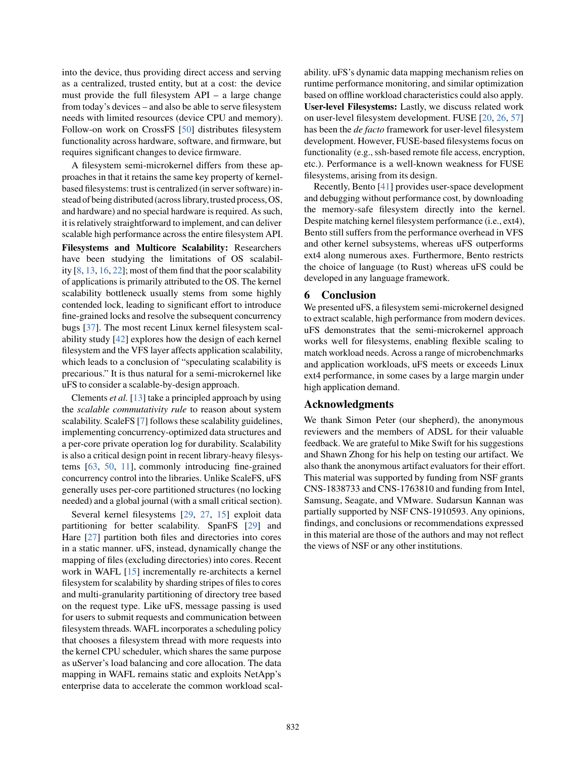into the device, thus providing direct access and serving as a centralized, trusted entity, but at a cost: the device must provide the full filesystem API – a large change from today's devices – and also be able to serve filesystem needs with limited resources (device CPU and memory). Follow-on work on CrossFS [50] distributes filesystem functionality across hardware, software, and firmware, but requires significant changes to device firmware.

A filesystem semi-microkernel differs from these approaches in that it retains the same key property of kernel-based filesystems: trust is centralized (in server software) instead of being distributed (across library, trusted process, OS, and hardware) and no special hardware is required. As such, it is relatively straightforward to implement, and can deliver scalable high performance across the entire filesystem API.

**Filesystems and Multicore Scalability:** Researchers have been studying the limitations of OS scalability [8, 13, 16, 22]; most of them find that the poor scalability of applications is primarily attributed to the OS. The kernel scalability bottleneck usually stems from some highly contended lock, leading to significant effort to introduce fine-grained locks and resolve the subsequent concurrency bugs [37]. The most recent Linux kernel filesystem scalability study [42] explores how the design of each kernel filesystem and the VFS layer affects application scalability, which leads to a conclusion of "speculating scalability is precarious." It is thus natural for a semi-microkernel like uFS to consider a scalable-by-design approach.

Clements *et al.* [13] take a principled approach by using the *scalable commutativity rule* to reason about system scalability. ScaleFS [7] follows these scalability guidelines, implementing concurrency-optimized data structures and a per-core private operation log for durability. Scalability is also a critical design point in recent library-heavy filesystems [63, 50, 11], commonly introducing fine-grained concurrency control into the libraries. Unlike ScaleFS, uFS generally uses per-core partitioned structures (no locking needed) and a global journal (with a small critical section).

Several kernel filesystems [29, 27, 15] exploit data partitioning for better scalability. SpanFS [29] and Hare [27] partition both files and directories into cores in a static manner. uFS, instead, dynamically change the mapping of files (excluding directories) into cores. Recent work in WAFL [15] incrementally re-architects a kernel filesystem for scalability by sharding stripes of files to cores and multi-granularity partitioning of directory tree based on the request type. Like uFS, message passing is used for users to submit requests and communication between filesystem threads. WAFL incorporates a scheduling policy that chooses a filesystem thread with more requests into the kernel CPU scheduler, which shares the same purpose as uServer's load balancing and core allocation. The data mapping in WAFL remains static and exploits NetApp's enterprise data to accelerate the common workload scalability. uFS's dynamic data mapping mechanism relies on runtime performance monitoring, and similar optimization based on offline workload characteristics could also apply.

**User-level Filesystems:** Lastly, we discuss related work on user-level filesystem development. FUSE [20, 26, 57] has been the *de facto* framework for user-level filesystem development. However, FUSE-based filesystems focus on functionality (e.g., ssh-based remote file access, encryption, etc.). Performance is a well-known weakness for FUSE filesystems, arising from its design.

Recently, Bento [41] provides user-space development and debugging without performance cost, by downloading the memory-safe filesystem directly into the kernel. Despite matching kernel filesystem performance (i.e., ext4), Bento still suffers from the performance overhead in VFS and other kernel subsystems, whereas uFS outperforms ext4 along numerous axes. Furthermore, Bento restricts the choice of language (to Rust) whereas uFS could be developed in any language framework.

## 6 Conclusion

We presented uFS, a filesystem semi-microkernel designed to extract scalable, high performance from modern devices. uFS demonstrates that the semi-microkernel approach works well for filesystems, enabling flexible scaling to match workload needs. Across a range of microbenchmarks and application workloads, uFS meets or exceeds Linux ext4 performance, in some cases by a large margin under high application demand.

## Acknowledgments

We thank Simon Peter (our shepherd), the anonymous reviewers and the members of ADSL for their valuable feedback. We are grateful to Mike Swift for his suggestions and Shawn Zhong for his help on testing our artifact. We also thank the anonymous artifact evaluators for their effort. This material was supported by funding from NSF grants CNS-1838733 and CNS-1763810 and funding from Intel, Samsung, Seagate, and VMware. Sudarsun Kannan was partially supported by NSF CNS-1910593. Any opinions, findings, and conclusions or recommendations expressed in this material are those of the authors and may not reflect the views of NSF or any other institutions.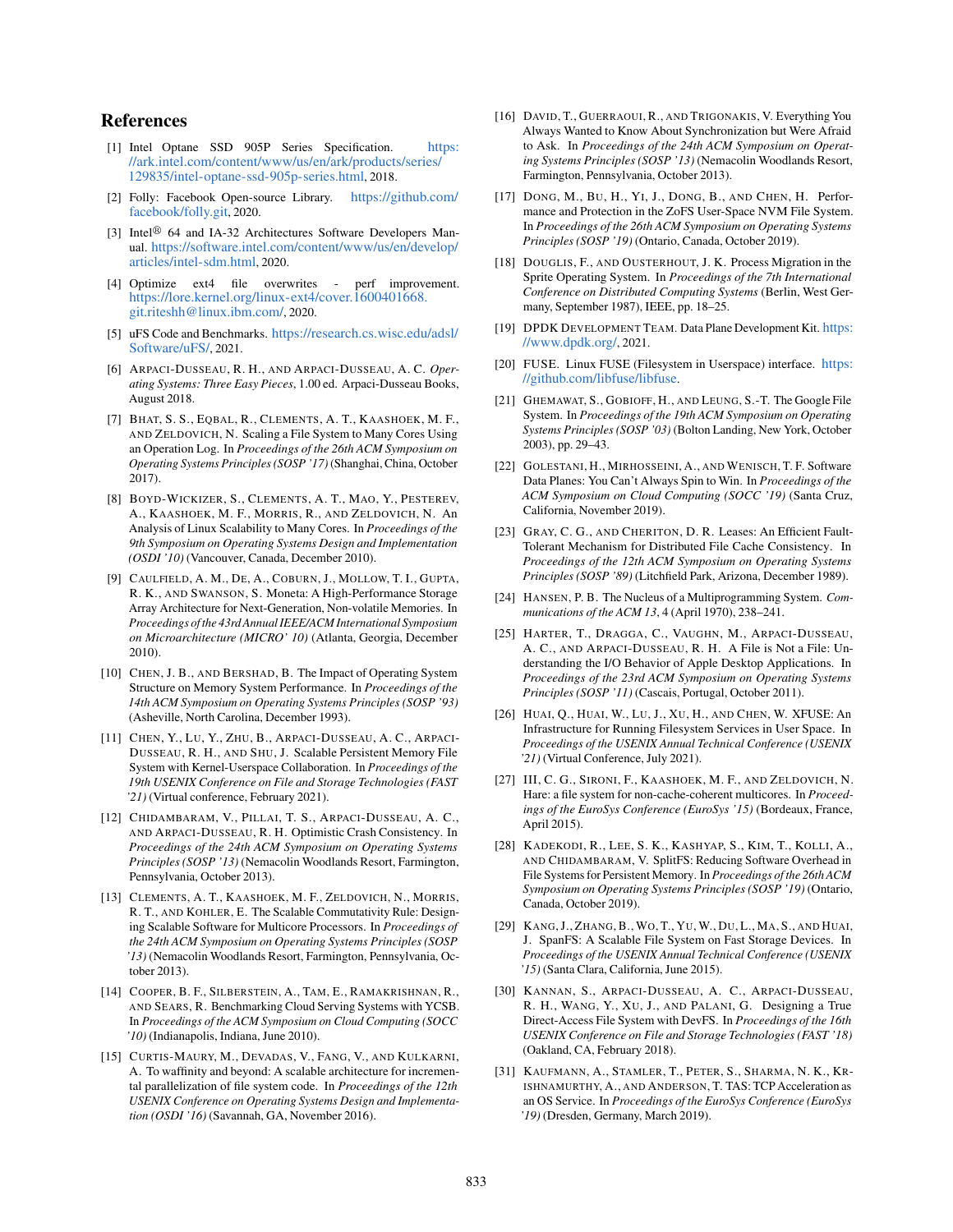## References

[1] Intel Optane SSD 905P Series Specification. https://ark.intel.com/content/www/us/en/ark/products/series/129835/intel-optane-ssd-905p-series.html, 2018.

[2] Folly: Facebook Open-source Library. https://github.com/facebook/folly.git, 2020.

[3] Intel® 64 and IA-32 Architectures Software Developers Manual. https://software.intel.com/content/www/us/en/develop/articles/intel-sdm.html, 2020.

[4] Optimize ext4 file overwrites - perf improvement. https://lore.kernel.org/linux-ext4/cover.1600401668.git.riteshh@linux.ibm.com/, 2020.

[5] uFS Code and Benchmarks. https://research.cs.wisc.edu/adsl/Software/uFS/, 2021.

[6] Arpaci-Dusseau, R. H., and Arpaci-Dusseau, A. C. *Operating Systems: Three Easy Pieces*, 1.00 ed. Arpaci-Dusseau Books, August 2018.

[7] Bhat, S. S., Eqbal, R., Clements, A. T., Kaashoek, M. F., and Zeldovich, N. Scaling a File System to Many Cores Using an Operation Log. In *Proceedings of the 26th ACM Symposium on Operating Systems Principles (SOSP '17)* (Shanghai, China, October 2017).

[8] Boyd-Wickizer, S., Clements, A. T., Mao, Y., Pesterev, A., Kaashoek, M. F., Morris, R., and Zeldovich, N. An Analysis of Linux Scalability to Many Cores. In *Proceedings of the 9th Symposium on Operating Systems Design and Implementation (OSDI '10)* (Vancouver, Canada, December 2010).

[9] Caulfield, A. M., De, A., Coburn, J., Mollow, T. I., Gupta, R. K., and Swanson, S. Moneta: A High-Performance Storage Array Architecture for Next-Generation, Non-volatile Memories. In *Proceedings of the 43rd Annual IEEE/ACM International Symposium on Microarchitecture (MICRO' 10)* (Atlanta, Georgia, December 2010).

[10] Chen, J. B., and Bershad, B. The Impact of Operating System Structure on Memory System Performance. In *Proceedings of the 14th ACM Symposium on Operating Systems Principles (SOSP '93)* (Asheville, North Carolina, December 1993).

[11] Chen, Y., Lu, Y., Zhu, B., Arpaci-Dusseau, A. C., Arpaci-Dusseau, R. H., and Shu, J. Scalable Persistent Memory File System with Kernel-Userspace Collaboration. In *Proceedings of the 19th USENIX Conference on File and Storage Technologies (FAST '21)* (Virtual conference, February 2021).

[12] Chidambaram, V., Pillai, T. S., Arpaci-Dusseau, A. C., and Arpaci-Dusseau, R. H. Optimistic Crash Consistency. In *Proceedings of the 24th ACM Symposium on Operating Systems Principles (SOSP '13)* (Nemacolin Woodlands Resort, Farmington, Pennsylvania, October 2013).

[13] Clements, A. T., Kaashoek, M. F., Zeldovich, N., Morris, R. T., and Kohler, E. The Scalable Commutativity Rule: Designing Scalable Software for Multicore Processors. In *Proceedings of the 24th ACM Symposium on Operating Systems Principles (SOSP '13)* (Nemacolin Woodlands Resort, Farmington, Pennsylvania, October 2013).

[14] Cooper, B. F., Silberstein, A., Tam, E., Ramakrishnan, R., and Sears, R. Benchmarking Cloud Serving Systems with YCSB. In *Proceedings of the ACM Symposium on Cloud Computing (SOCC '10)* (Indianapolis, Indiana, June 2010).

[15] Curtis-Maury, M., Devadas, V., Fang, V., and Kulkarni, A. To waffinity and beyond: A scalable architecture for incremental parallelization of file system code. In *Proceedings of the 12th USENIX Conference on Operating Systems Design and Implementation (OSDI '16)* (Savannah, GA, November 2016).

[16] David, T., Guerraoui, R., and Trigonakis, V. Everything You Always Wanted to Know About Synchronization but Were Afraid to Ask. In *Proceedings of the 24th ACM Symposium on Operating Systems Principles (SOSP '13)* (Nemacolin Woodlands Resort, Farmington, Pennsylvania, October 2013).

[17] Dong, M., Bu, H., Yi, J., Dong, B., and Chen, H. Performance and Protection in the ZoFS User-Space NVM File System. In *Proceedings of the 26th ACM Symposium on Operating Systems Principles (SOSP '19)* (Ontario, Canada, October 2019).

[18] Douglis, F., and Ousterhout, J. K. Process Migration in the Sprite Operating System. In *Proceedings of the 7th International Conference on Distributed Computing Systems* (Berlin, West Germany, September 1987), IEEE, pp. 18–25.

[19] DPDK Development Team. Data Plane Development Kit. https://www.dpdk.org/, 2021.

[20] FUSE. Linux FUSE (Filesystem in Userspace) interface. https://github.com/libfuse/libfuse.

[21] Ghemawat, S., Gobioff, H., and Leung, S.-T. The Google File System. In *Proceedings of the 19th ACM Symposium on Operating Systems Principles (SOSP '03)* (Bolton Landing, New York, October 2003), pp. 29–43.

[22] Golestani, H., Mirhosseini, A., and Wenisch, T. F. Software Data Planes: You Can't Always Spin to Win. In *Proceedings of the ACM Symposium on Cloud Computing (SOCC '19)* (Santa Cruz, California, November 2019).

[23] Gray, C. G., and Cheriton, D. R. Leases: An Efficient Fault-Tolerant Mechanism for Distributed File Cache Consistency. In *Proceedings of the 12th ACM Symposium on Operating Systems Principles (SOSP '89)* (Litchfield Park, Arizona, December 1989).

[24] Hansen, P. B. The Nucleus of a Multiprogramming System. *Communications of the ACM 13*, 4 (April 1970), 238–241.

[25] Harter, T., Dragga, C., Vaughn, M., Arpaci-Dusseau, A. C., and Arpaci-Dusseau, R. H. A File is Not a File: Understanding the I/O Behavior of Apple Desktop Applications. In *Proceedings of the 23rd ACM Symposium on Operating Systems Principles (SOSP '11)* (Cascais, Portugal, October 2011).

[26] Huai, Q., Huai, W., Lu, J., Xu, H., and Chen, W. XFUSE: An Infrastructure for Running Filesystem Services in User Space. In *Proceedings of the USENIX Annual Technical Conference (USENIX '21)* (Virtual Conference, July 2021).

[27] III, C. G., Sironi, F., Kaashoek, M. F., and Zeldovich, N. Hare: a file system for non-cache-coherent multicores. In *Proceedings of the EuroSys Conference (EuroSys '15)* (Bordeaux, France, April 2015).

[28] Kadekodi, R., Lee, S. K., Kashyap, S., Kim, T., Kolli, A., and Chidambaram, V. SplitFS: Reducing Software Overhead in File Systems for Persistent Memory. In *Proceedings of the 26th ACM Symposium on Operating Systems Principles (SOSP '19)* (Ontario, Canada, October 2019).

[29] Kang, J., Zhang, B., Wo, T., Yu, W., Du, L., Ma, S., and Huai, J. SpanFS: A Scalable File System on Fast Storage Devices. In *Proceedings of the USENIX Annual Technical Conference (USENIX '15)* (Santa Clara, California, June 2015).

[30] Kannan, S., Arpaci-Dusseau, A. C., Arpaci-Dusseau, R. H., Wang, Y., Xu, J., and Palani, G. Designing a True Direct-Access File System with DevFS. In *Proceedings of the 16th USENIX Conference on File and Storage Technologies (FAST '18)* (Oakland, CA, February 2018).

[31] Kaufmann, A., Stamler, T., Peter, S., Sharma, N. K., Krishnamurthy, A., and Anderson, T. TAS: TCP Acceleration as an OS Service. In *Proceedings of the EuroSys Conference (EuroSys '19)* (Dresden, Germany, March 2019).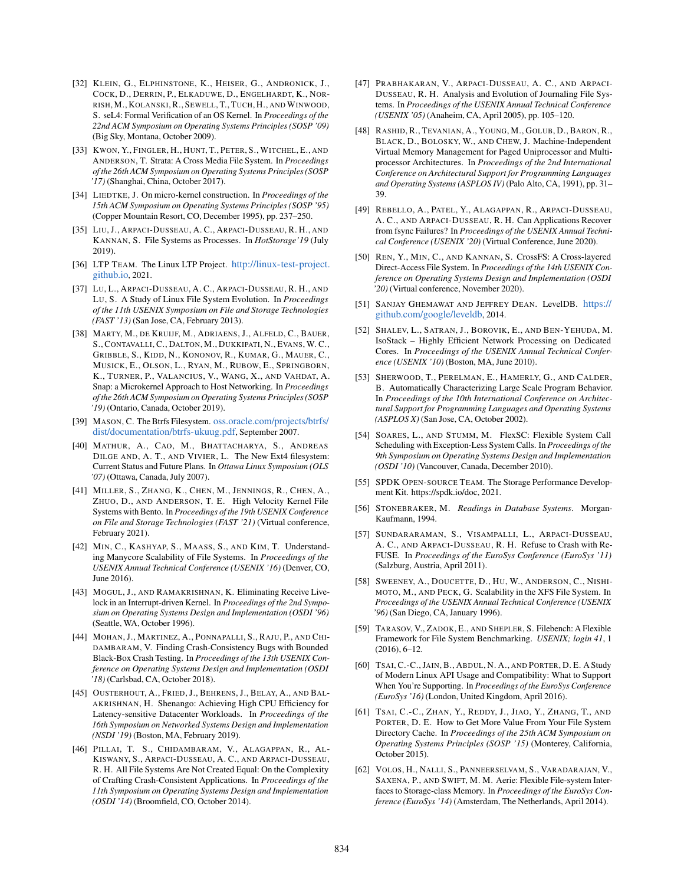[32] Klein, G., Elphinstone, K., Heiser, G., Andronick, J., Cock, D., Derrin, P., Elkaduwe, D., Engelhardt, K., Norrish, M., Kolanski, R., Sewell, T., Tuch, H., and Winwood, S. seL4: Formal Verification of an OS Kernel. In *Proceedings of the 22nd ACM Symposium on Operating Systems Principles (SOSP '09)* (Big Sky, Montana, October 2009).

[33] Kwon, Y., Fingler, H., Hunt, T., Peter, S., Witchel, E., and Anderson, T. Strata: A Cross Media File System. In *Proceedings of the 26th ACM Symposium on Operating Systems Principles (SOSP '17)* (Shanghai, China, October 2017).

[34] Liedtke, J. On micro-kernel construction. In *Proceedings of the 15th ACM Symposium on Operating Systems Principles (SOSP '95)* (Copper Mountain Resort, CO, December 1995), pp. 237–250.

[35] Liu, J., Arpaci-Dusseau, A. C., Arpaci-Dusseau, R. H., and Kannan, S. File Systems as Processes. In *HotStorage'19* (July 2019).

[36] LTP Team. The Linux LTP Project. http://linux-test-project.github.io, 2021.

[37] Lu, L., Arpaci-Dusseau, A. C., Arpaci-Dusseau, R. H., and Lu, S. A Study of Linux File System Evolution. In *Proceedings of the 11th USENIX Symposium on File and Storage Technologies (FAST '13)* (San Jose, CA, February 2013).

[38] Marty, M., de Kruijf, M., Adriaens, J., Alfeld, C., Bauer, S., Contavalli, C., Dalton, M., Dukkipati, N., Evans, W. C., Gribble, S., Kidd, N., Kononov, R., Kumar, G., Mauer, C., Musick, E., Olson, L., Ryan, M., Rubow, E., Springborn, K., Turner, P., Valancius, V., Wang, X., and Vahdat, A. Snap: a Microkernel Approach to Host Networking. In *Proceedings of the 26th ACM Symposium on Operating Systems Principles (SOSP '19)* (Ontario, Canada, October 2019).

[39] Mason, C. The Btrfs Filesystem. oss.oracle.com/projects/btrfs/dist/documentation/btrfs-ukuug.pdf, September 2007.

[40] Mathur, A., Cao, M., Bhattacharya, S., Andreas Dilge and, A. T., and Vivier, L. The New Ext4 filesystem: Current Status and Future Plans. In *Ottawa Linux Symposium (OLS '07)* (Ottawa, Canada, July 2007).

[41] Miller, S., Zhang, K., Chen, M., Jennings, R., Chen, A., Zhuo, D., and Anderson, T. E. High Velocity Kernel File Systems with Bento. In *Proceedings of the 19th USENIX Conference on File and Storage Technologies (FAST '21)* (Virtual conference, February 2021).

[42] Min, C., Kashyap, S., Maass, S., and Kim, T. Understanding Manycore Scalability of File Systems. In *Proceedings of the USENIX Annual Technical Conference (USENIX '16)* (Denver, CO, June 2016).

[43] Mogul, J., and Ramakrishnan, K. Eliminating Receive Livelock in an Interrupt-driven Kernel. In *Proceedings of the 2nd Symposium on Operating Systems Design and Implementation (OSDI '96)* (Seattle, WA, October 1996).

[44] Mohan, J., Martinez, A., Ponnapalli, S., Raju, P., and Chidambaram, V. Finding Crash-Consistency Bugs with Bounded Black-Box Crash Testing. In *Proceedings of the 13th USENIX Conference on Operating Systems Design and Implementation (OSDI '18)* (Carlsbad, CA, October 2018).

[45] Ousterhout, A., Fried, J., Behrens, J., Belay, A., and Balakrishnan, H. Shenango: Achieving High CPU Efficiency for Latency-sensitive Datacenter Workloads. In *Proceedings of the 16th Symposium on Networked Systems Design and Implementation (NSDI '19)* (Boston, MA, February 2019).

[46] Pillai, T. S., Chidambaram, V., Alagappan, R., Al-Kiswany, S., Arpaci-Dusseau, A. C., and Arpaci-Dusseau, R. H. All File Systems Are Not Created Equal: On the Complexity of Crafting Crash-Consistent Applications. In *Proceedings of the 11th Symposium on Operating Systems Design and Implementation (OSDI '14)* (Broomfield, CO, October 2014).

[47] Prabhakaran, V., Arpaci-Dusseau, A. C., and Arpaci-Dusseau, R. H. Analysis and Evolution of Journaling File Systems. In *Proceedings of the USENIX Annual Technical Conference (USENIX '05)* (Anaheim, CA, April 2005), pp. 105–120.

[48] Rashid, R., Tevanian, A., Young, M., Golub, D., Baron, R., Black, D., Bolosky, W., and Chew, J. Machine-Independent Virtual Memory Management for Paged Uniprocessor and Multiprocessor Architectures. In *Proceedings of the 2nd International Conference on Architectural Support for Programming Languages and Operating Systems (ASPLOS IV)* (Palo Alto, CA, 1991), pp. 31–39.

[49] Rebello, A., Patel, Y., Alagappan, R., Arpaci-Dusseau, A. C., and Arpaci-Dusseau, R. H. Can Applications Recover from fsync Failures? In *Proceedings of the USENIX Annual Technical Conference (USENIX '20)* (Virtual Conference, June 2020).

[50] Ren, Y., Min, C., and Kannan, S. CrossFS: A Cross-layered Direct-Access File System. In *Proceedings of the 14th USENIX Conference on Operating Systems Design and Implementation (OSDI '20)* (Virtual conference, November 2020).

[51] Sanjay Ghemawat and Jeffrey Dean. LevelDB. https://github.com/google/leveldb, 2014.

[52] Shalev, L., Satran, J., Borovik, E., and Ben-Yehuda, M. IsoStack – Highly Efficient Network Processing on Dedicated Cores. In *Proceedings of the USENIX Annual Technical Conference (USENIX '10)* (Boston, MA, June 2010).

[53] Sherwood, T., Perelman, E., Hamerly, G., and Calder, B. Automatically Characterizing Large Scale Program Behavior. In *Proceedings of the 10th International Conference on Architectural Support for Programming Languages and Operating Systems (ASPLOS X)* (San Jose, CA, October 2002).

[54] Soares, L., and Stumm, M. FlexSC: Flexible System Call Scheduling with Exception-Less System Calls. In *Proceedings of the 9th Symposium on Operating Systems Design and Implementation (OSDI '10)* (Vancouver, Canada, December 2010).

[55] SPDK Open-source Team. The Storage Performance Development Kit. https://spdk.io/doc, 2021.

[56] Stonebraker, M. *Readings in Database Systems*. Morgan-Kaufmann, 1994.

[57] Sundararaman, S., Visampalli, L., Arpaci-Dusseau, A. C., and Arpaci-Dusseau, R. H. Refuse to Crash with Re-FUSE. In *Proceedings of the EuroSys Conference (EuroSys '11)* (Salzburg, Austria, April 2011).

[58] Sweeney, A., Doucette, D., Hu, W., Anderson, C., Nishimoto, M., and Peck, G. Scalability in the XFS File System. In *Proceedings of the USENIX Annual Technical Conference (USENIX '96)* (San Diego, CA, January 1996).

[59] Tarasov, V., Zadok, E., and Shepler, S. Filebench: A Flexible Framework for File System Benchmarking. *USENIX; login 41*, 1 (2016), 6–12.

[60] Tsai, C.-C., Jain, B., Abdul, N. A., and Porter, D. E. A Study of Modern Linux API Usage and Compatibility: What to Support When You're Supporting. In *Proceedings of the EuroSys Conference (EuroSys '16)* (London, United Kingdom, April 2016).

[61] Tsai, C.-C., Zhan, Y., Reddy, J., Jiao, Y., Zhang, T., and Porter, D. E. How to Get More Value From Your File System Directory Cache. In *Proceedings of the 25th ACM Symposium on Operating Systems Principles (SOSP '15)* (Monterey, California, October 2015).

[62] Volos, H., Nalli, S., Panneerselvam, S., Varadarajan, V., Saxena, P., and Swift, M. M. Aerie: Flexible File-system Interfaces to Storage-class Memory. In *Proceedings of the EuroSys Conference (EuroSys '14)* (Amsterdam, The Netherlands, April 2014).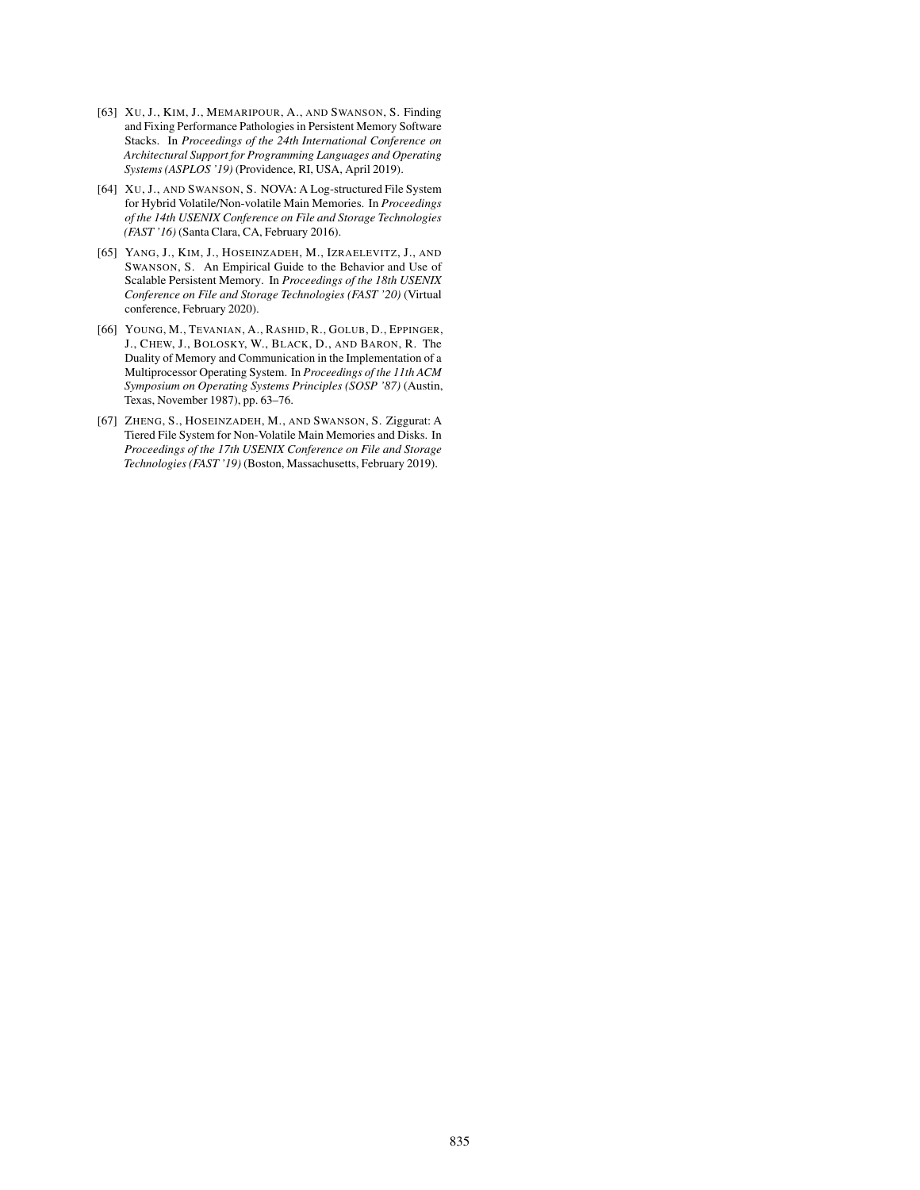[63] Xu, J., Kim, J., Memaripour, A., and Swanson, S. Finding and Fixing Performance Pathologies in Persistent Memory Software Stacks. In *Proceedings of the 24th International Conference on Architectural Support for Programming Languages and Operating Systems (ASPLOS '19)* (Providence, RI, USA, April 2019).

[64] Xu, J., and Swanson, S. NOVA: A Log-structured File System for Hybrid Volatile/Non-volatile Main Memories. In *Proceedings of the 14th USENIX Conference on File and Storage Technologies (FAST '16)* (Santa Clara, CA, February 2016).

[65] Yang, J., Kim, J., Hoseinzadeh, M., Izraelevitz, J., and Swanson, S. An Empirical Guide to the Behavior and Use of Scalable Persistent Memory. In *Proceedings of the 18th USENIX Conference on File and Storage Technologies (FAST '20)* (Virtual conference, February 2020).

[66] Young, M., Tevanian, A., Rashid, R., Golub, D., Eppinger, J., Chew, J., Bolosky, W., Black, D., and Baron, R. The Duality of Memory and Communication in the Implementation of a Multiprocessor Operating System. In *Proceedings of the 11th ACM Symposium on Operating Systems Principles (SOSP '87)* (Austin, Texas, November 1987), pp. 63–76.

[67] Zheng, S., Hoseinzadeh, M., and Swanson, S. Ziggurat: A Tiered File System for Non-Volatile Main Memories and Disks. In *Proceedings of the 17th USENIX Conference on File and Storage Technologies (FAST '19)* (Boston, Massachusetts, February 2019).